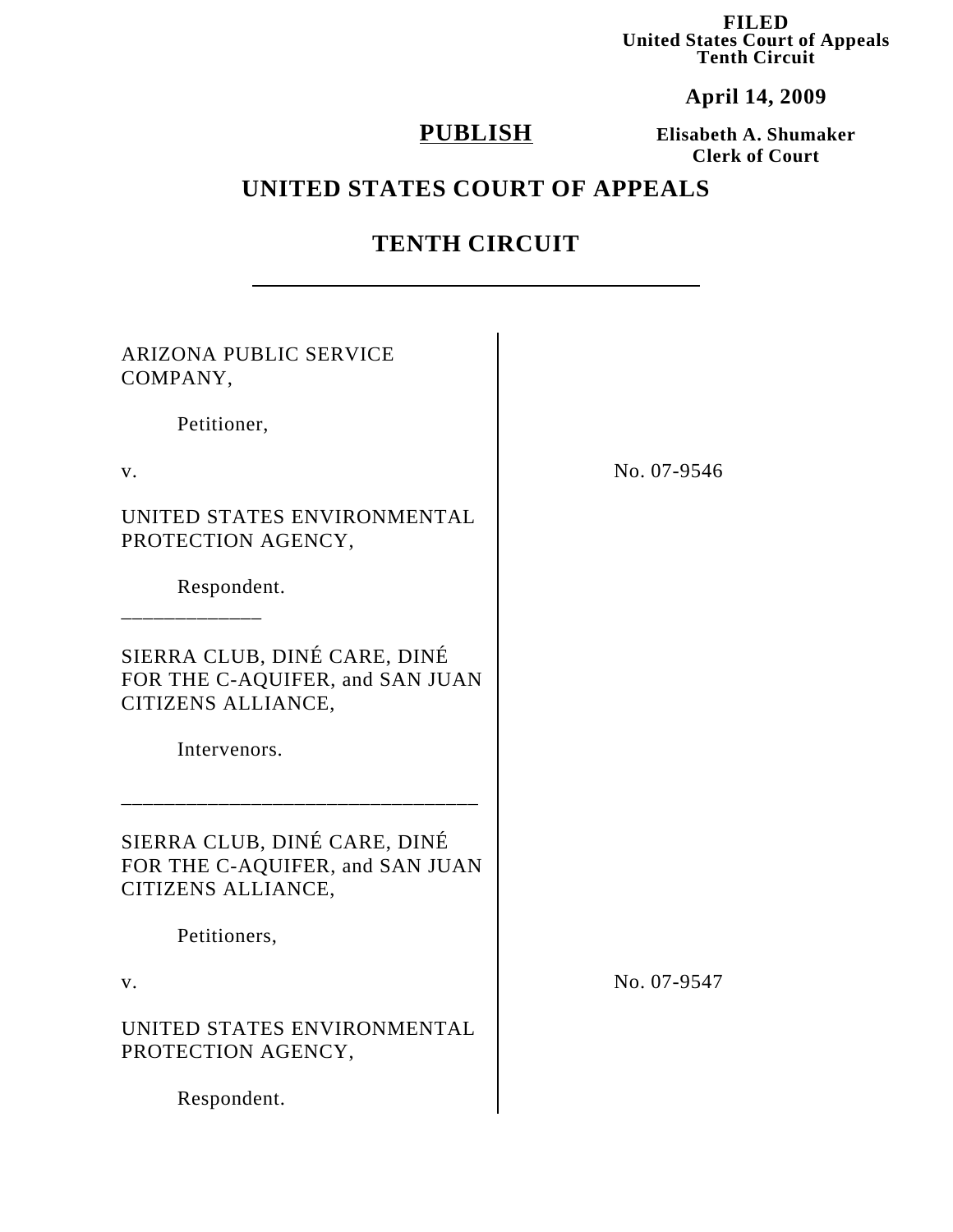**FILED**
**United States Court of Appeals**
**Tenth Circuit**

**April 14, 2009**

**PUBLISH**

**Elisabeth A. Shumaker**
**Clerk of Court**

# UNITED STATES COURT OF APPEALS

## TENTH CIRCUIT

---

ARIZONA PUBLIC SERVICE COMPANY,

Petitioner,

v. No. 07-9546

UNITED STATES ENVIRONMENTAL PROTECTION AGENCY,

Respondent.

---

SIERRA CLUB, DINÉ CARE, DINÉ FOR THE C-AQUIFER, and SAN JUAN CITIZENS ALLIANCE,

Intervenors.

---

SIERRA CLUB, DINÉ CARE, DINÉ FOR THE C-AQUIFER, and SAN JUAN CITIZENS ALLIANCE,

Petitioners,

v. No. 07-9547

UNITED STATES ENVIRONMENTAL PROTECTION AGENCY,

Respondent.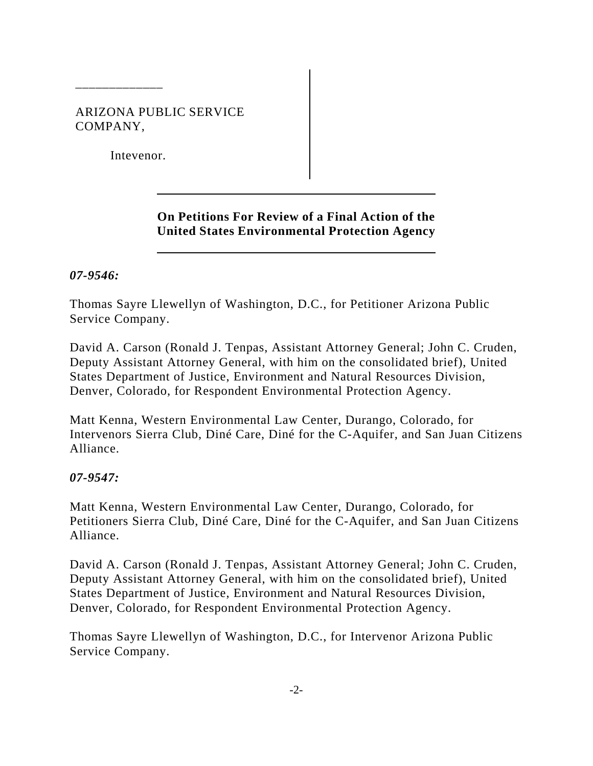\_\_\_\_\_\_\_\_\_\_\_\_\_

ARIZONA PUBLIC SERVICE COMPANY,

Intevenor.

---

**On Petitions For Review of a Final Action of the United States Environmental Protection Agency**

---

***07-9546:***

Thomas Sayre Llewellyn of Washington, D.C., for Petitioner Arizona Public Service Company.

David A. Carson (Ronald J. Tenpas, Assistant Attorney General; John C. Cruden, Deputy Assistant Attorney General, with him on the consolidated brief), United States Department of Justice, Environment and Natural Resources Division, Denver, Colorado, for Respondent Environmental Protection Agency.

Matt Kenna, Western Environmental Law Center, Durango, Colorado, for Intervenors Sierra Club, Diné Care, Diné for the C-Aquifer, and San Juan Citizens Alliance.

***07-9547:***

Matt Kenna, Western Environmental Law Center, Durango, Colorado, for Petitioners Sierra Club, Diné Care, Diné for the C-Aquifer, and San Juan Citizens Alliance.

David A. Carson (Ronald J. Tenpas, Assistant Attorney General; John C. Cruden, Deputy Assistant Attorney General, with him on the consolidated brief), United States Department of Justice, Environment and Natural Resources Division, Denver, Colorado, for Respondent Environmental Protection Agency.

Thomas Sayre Llewellyn of Washington, D.C., for Intervenor Arizona Public Service Company.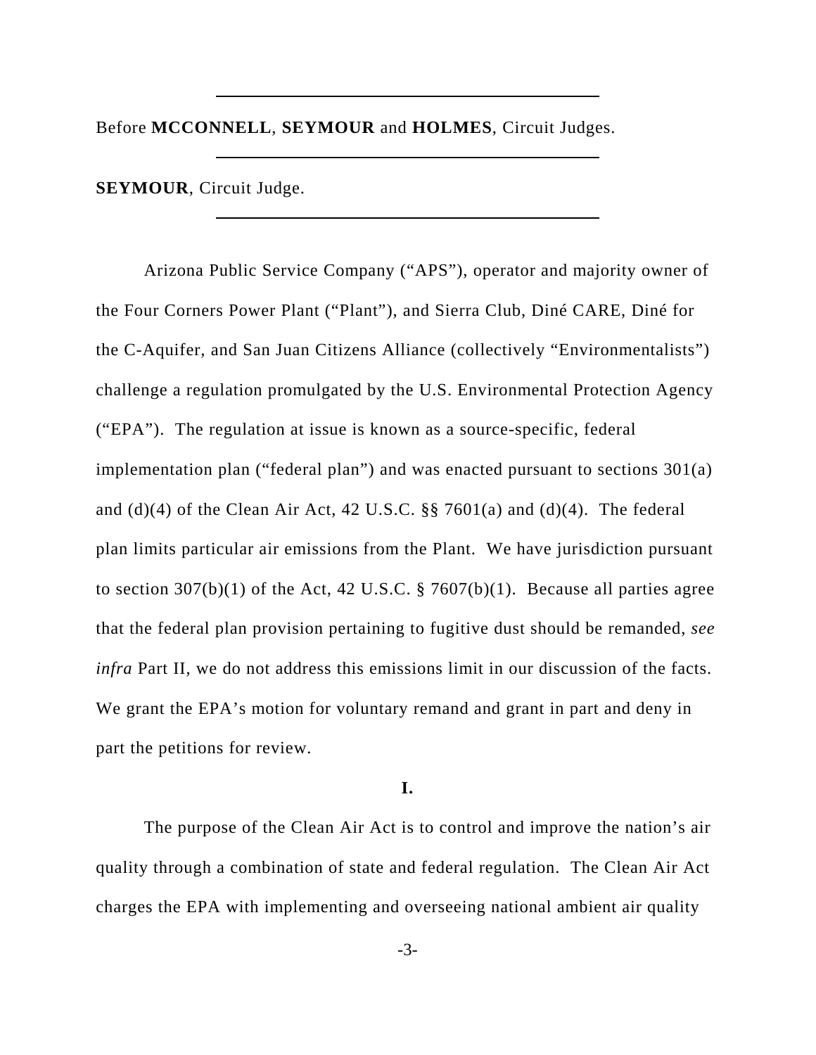Before **MCCONNELL**, **SEYMOUR** and **HOLMES**, Circuit Judges.

**SEYMOUR**, Circuit Judge.

Arizona Public Service Company ("APS"), operator and majority owner of the Four Corners Power Plant ("Plant"), and Sierra Club, Diné CARE, Diné for the C-Aquifer, and San Juan Citizens Alliance (collectively "Environmentalists") challenge a regulation promulgated by the U.S. Environmental Protection Agency ("EPA"). The regulation at issue is known as a source-specific, federal implementation plan ("federal plan") and was enacted pursuant to sections 301(a) and (d)(4) of the Clean Air Act, 42 U.S.C. §§ 7601(a) and (d)(4). The federal plan limits particular air emissions from the Plant. We have jurisdiction pursuant to section 307(b)(1) of the Act, 42 U.S.C. § 7607(b)(1). Because all parties agree that the federal plan provision pertaining to fugitive dust should be remanded, *see infra* Part II, we do not address this emissions limit in our discussion of the facts. We grant the EPA's motion for voluntary remand and grant in part and deny in part the petitions for review.

## I.

The purpose of the Clean Air Act is to control and improve the nation's air quality through a combination of state and federal regulation. The Clean Air Act charges the EPA with implementing and overseeing national ambient air quality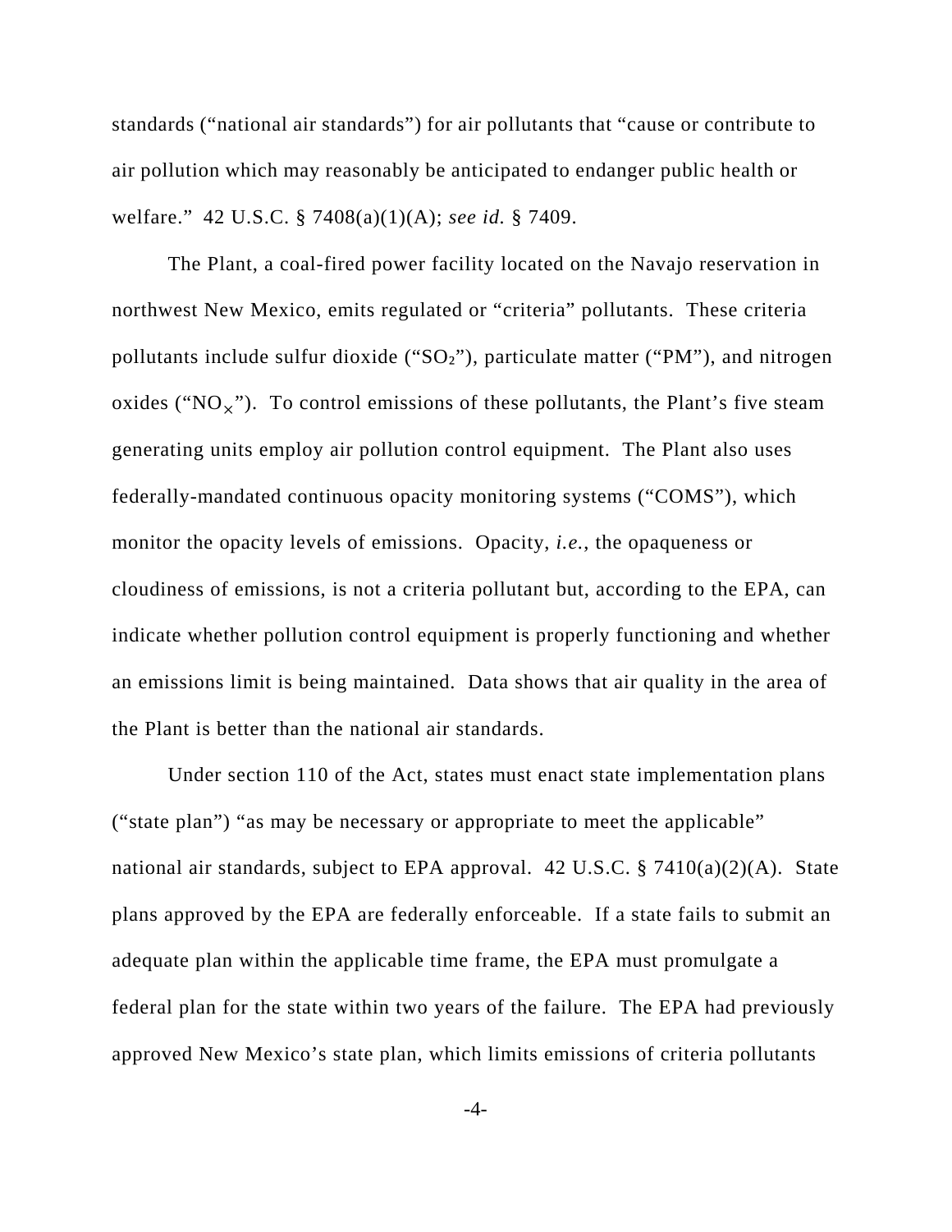standards ("national air standards") for air pollutants that "cause or contribute to air pollution which may reasonably be anticipated to endanger public health or welfare." 42 U.S.C. § 7408(a)(1)(A); *see id.* § 7409.

The Plant, a coal-fired power facility located on the Navajo reservation in northwest New Mexico, emits regulated or "criteria" pollutants. These criteria pollutants include sulfur dioxide ("$SO_2$"), particulate matter ("PM"), and nitrogen oxides ("$NO_x$"). To control emissions of these pollutants, the Plant's five steam generating units employ air pollution control equipment. The Plant also uses federally-mandated continuous opacity monitoring systems ("COMS"), which monitor the opacity levels of emissions. Opacity, *i.e.*, the opaqueness or cloudiness of emissions, is not a criteria pollutant but, according to the EPA, can indicate whether pollution control equipment is properly functioning and whether an emissions limit is being maintained. Data shows that air quality in the area of the Plant is better than the national air standards.

Under section 110 of the Act, states must enact state implementation plans ("state plan") "as may be necessary or appropriate to meet the applicable" national air standards, subject to EPA approval. 42 U.S.C. § 7410(a)(2)(A). State plans approved by the EPA are federally enforceable. If a state fails to submit an adequate plan within the applicable time frame, the EPA must promulgate a federal plan for the state within two years of the failure. The EPA had previously approved New Mexico's state plan, which limits emissions of criteria pollutants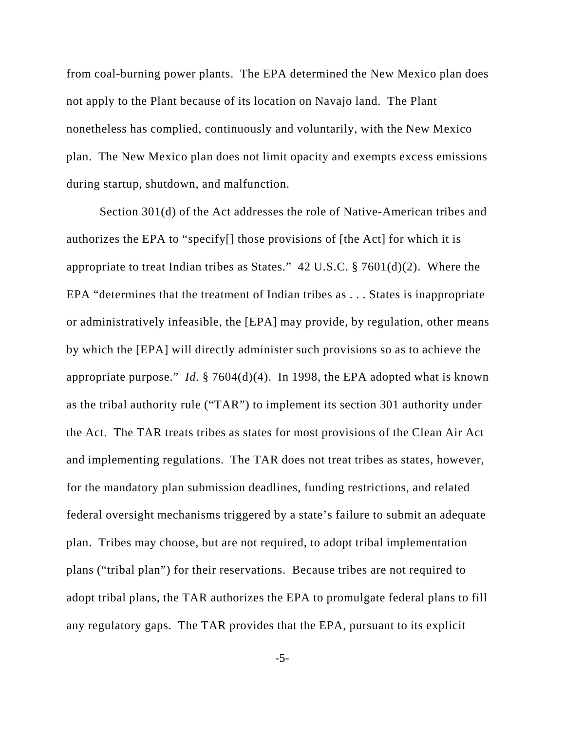from coal-burning power plants. The EPA determined the New Mexico plan does not apply to the Plant because of its location on Navajo land. The Plant nonetheless has complied, continuously and voluntarily, with the New Mexico plan. The New Mexico plan does not limit opacity and exempts excess emissions during startup, shutdown, and malfunction.

Section 301(d) of the Act addresses the role of Native-American tribes and authorizes the EPA to "specify[] those provisions of [the Act] for which it is appropriate to treat Indian tribes as States." 42 U.S.C. § 7601(d)(2). Where the EPA "determines that the treatment of Indian tribes as . . . States is inappropriate or administratively infeasible, the [EPA] may provide, by regulation, other means by which the [EPA] will directly administer such provisions so as to achieve the appropriate purpose." *Id.* § 7604(d)(4). In 1998, the EPA adopted what is known as the tribal authority rule ("TAR") to implement its section 301 authority under the Act. The TAR treats tribes as states for most provisions of the Clean Air Act and implementing regulations. The TAR does not treat tribes as states, however, for the mandatory plan submission deadlines, funding restrictions, and related federal oversight mechanisms triggered by a state's failure to submit an adequate plan. Tribes may choose, but are not required, to adopt tribal implementation plans ("tribal plan") for their reservations. Because tribes are not required to adopt tribal plans, the TAR authorizes the EPA to promulgate federal plans to fill any regulatory gaps. The TAR provides that the EPA, pursuant to its explicit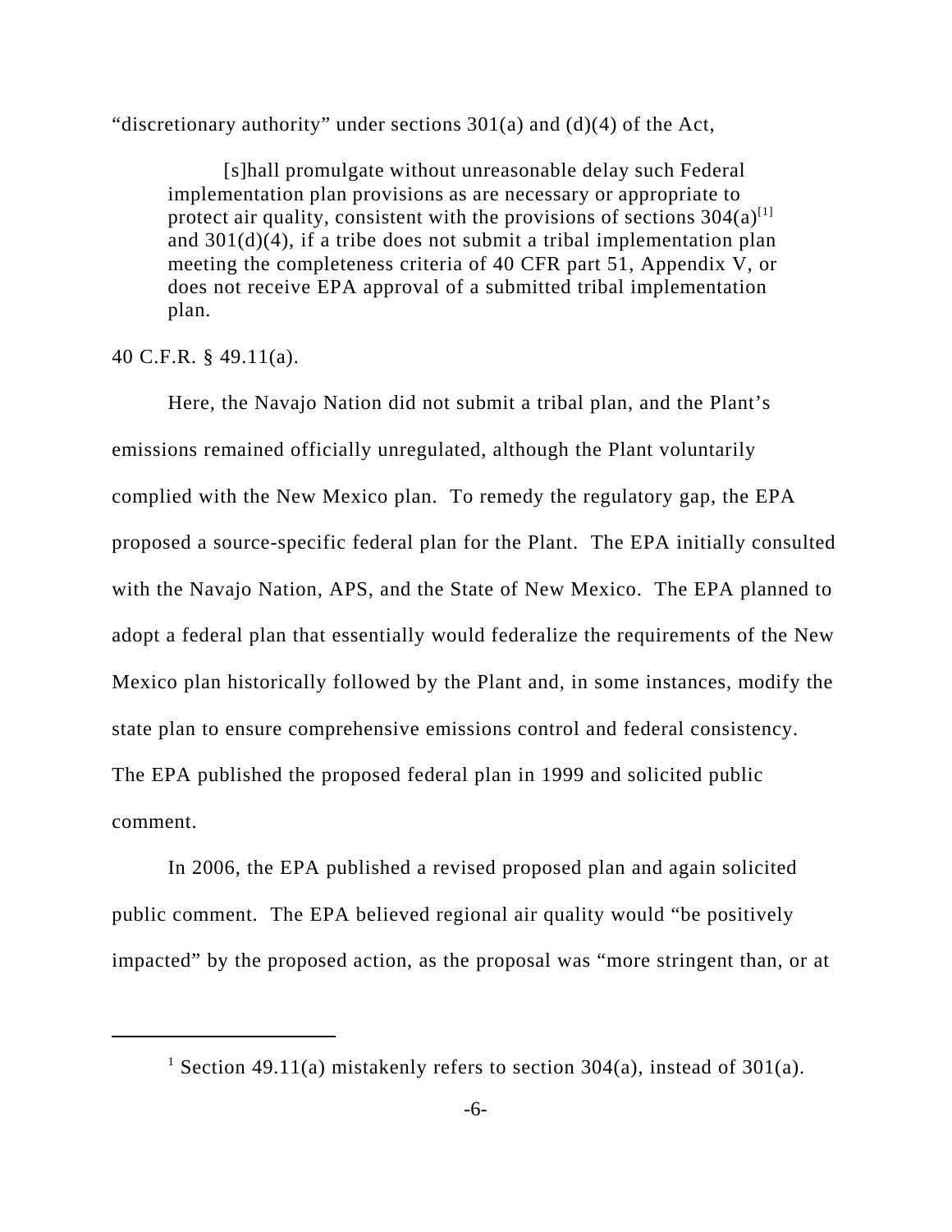"discretionary authority" under sections 301(a) and (d)(4) of the Act,

> [s]hall promulgate without unreasonable delay such Federal implementation plan provisions as are necessary or appropriate to protect air quality, consistent with the provisions of sections 304(a)[1] and 301(d)(4), if a tribe does not submit a tribal implementation plan meeting the completeness criteria of 40 CFR part 51, Appendix V, or does not receive EPA approval of a submitted tribal implementation plan.

40 C.F.R. § 49.11(a).

Here, the Navajo Nation did not submit a tribal plan, and the Plant's emissions remained officially unregulated, although the Plant voluntarily complied with the New Mexico plan. To remedy the regulatory gap, the EPA proposed a source-specific federal plan for the Plant. The EPA initially consulted with the Navajo Nation, APS, and the State of New Mexico. The EPA planned to adopt a federal plan that essentially would federalize the requirements of the New Mexico plan historically followed by the Plant and, in some instances, modify the state plan to ensure comprehensive emissions control and federal consistency. The EPA published the proposed federal plan in 1999 and solicited public comment.

In 2006, the EPA published a revised proposed plan and again solicited public comment. The EPA believed regional air quality would "be positively impacted" by the proposed action, as the proposal was "more stringent than, or at

[1] Section 49.11(a) mistakenly refers to section 304(a), instead of 301(a).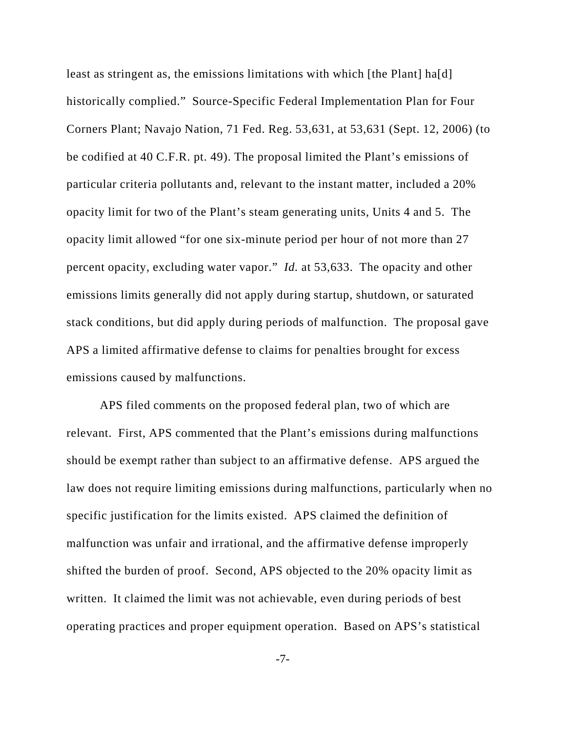least as stringent as, the emissions limitations with which [the Plant] ha[d] historically complied." Source-Specific Federal Implementation Plan for Four Corners Plant; Navajo Nation, 71 Fed. Reg. 53,631, at 53,631 (Sept. 12, 2006) (to be codified at 40 C.F.R. pt. 49). The proposal limited the Plant's emissions of particular criteria pollutants and, relevant to the instant matter, included a 20% opacity limit for two of the Plant's steam generating units, Units 4 and 5. The opacity limit allowed "for one six-minute period per hour of not more than 27 percent opacity, excluding water vapor." *Id.* at 53,633. The opacity and other emissions limits generally did not apply during startup, shutdown, or saturated stack conditions, but did apply during periods of malfunction. The proposal gave APS a limited affirmative defense to claims for penalties brought for excess emissions caused by malfunctions.

APS filed comments on the proposed federal plan, two of which are relevant. First, APS commented that the Plant's emissions during malfunctions should be exempt rather than subject to an affirmative defense. APS argued the law does not require limiting emissions during malfunctions, particularly when no specific justification for the limits existed. APS claimed the definition of malfunction was unfair and irrational, and the affirmative defense improperly shifted the burden of proof. Second, APS objected to the 20% opacity limit as written. It claimed the limit was not achievable, even during periods of best operating practices and proper equipment operation. Based on APS's statistical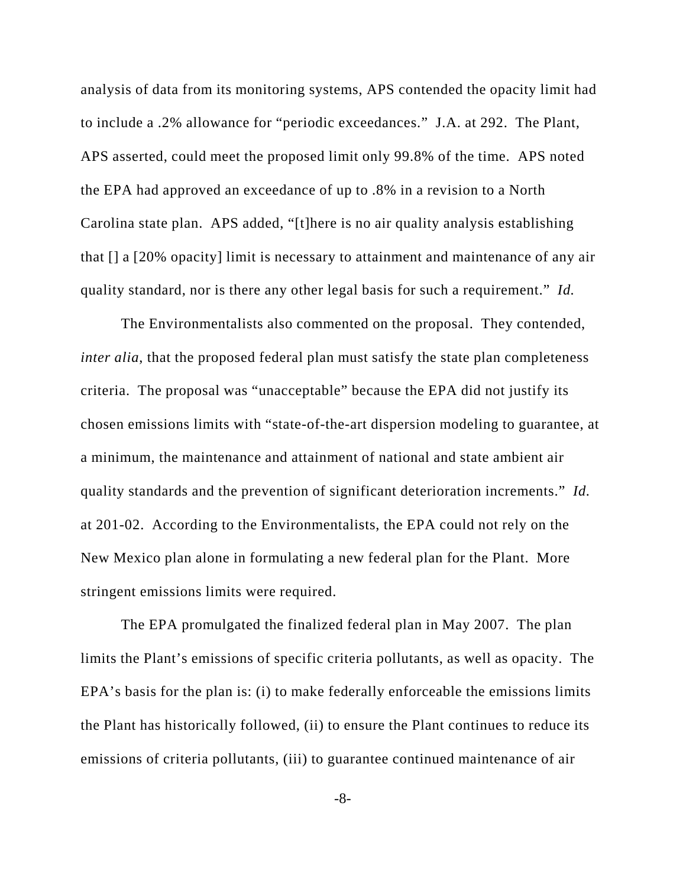analysis of data from its monitoring systems, APS contended the opacity limit had to include a .2% allowance for "periodic exceedances." J.A. at 292. The Plant, APS asserted, could meet the proposed limit only 99.8% of the time. APS noted the EPA had approved an exceedance of up to .8% in a revision to a North Carolina state plan. APS added, "[t]here is no air quality analysis establishing that [] a [20% opacity] limit is necessary to attainment and maintenance of any air quality standard, nor is there any other legal basis for such a requirement." *Id.*

The Environmentalists also commented on the proposal. They contended, *inter alia,* that the proposed federal plan must satisfy the state plan completeness criteria. The proposal was "unacceptable" because the EPA did not justify its chosen emissions limits with "state-of-the-art dispersion modeling to guarantee, at a minimum, the maintenance and attainment of national and state ambient air quality standards and the prevention of significant deterioration increments." *Id.* at 201-02. According to the Environmentalists, the EPA could not rely on the New Mexico plan alone in formulating a new federal plan for the Plant. More stringent emissions limits were required.

The EPA promulgated the finalized federal plan in May 2007. The plan limits the Plant's emissions of specific criteria pollutants, as well as opacity. The EPA's basis for the plan is: (i) to make federally enforceable the emissions limits the Plant has historically followed, (ii) to ensure the Plant continues to reduce its emissions of criteria pollutants, (iii) to guarantee continued maintenance of air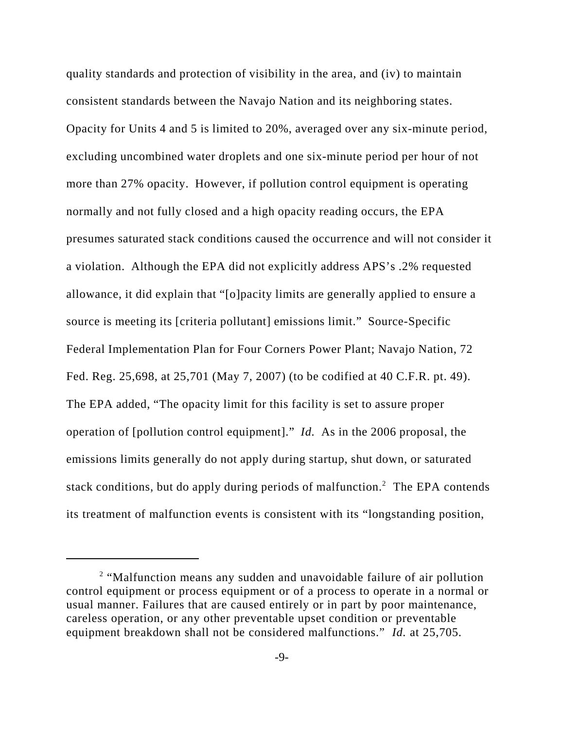quality standards and protection of visibility in the area, and (iv) to maintain consistent standards between the Navajo Nation and its neighboring states. Opacity for Units 4 and 5 is limited to 20%, averaged over any six-minute period, excluding uncombined water droplets and one six-minute period per hour of not more than 27% opacity. However, if pollution control equipment is operating normally and not fully closed and a high opacity reading occurs, the EPA presumes saturated stack conditions caused the occurrence and will not consider it a violation. Although the EPA did not explicitly address APS's .2% requested allowance, it did explain that "[o]pacity limits are generally applied to ensure a source is meeting its [criteria pollutant] emissions limit." Source-Specific Federal Implementation Plan for Four Corners Power Plant; Navajo Nation, 72 Fed. Reg. 25,698, at 25,701 (May 7, 2007) (to be codified at 40 C.F.R. pt. 49). The EPA added, "The opacity limit for this facility is set to assure proper operation of [pollution control equipment]." *Id.* As in the 2006 proposal, the emissions limits generally do not apply during startup, shut down, or saturated stack conditions, but do apply during periods of malfunction.[2] The EPA contends its treatment of malfunction events is consistent with its "longstanding position,

[2] "Malfunction means any sudden and unavoidable failure of air pollution control equipment or process equipment or of a process to operate in a normal or usual manner. Failures that are caused entirely or in part by poor maintenance, careless operation, or any other preventable upset condition or preventable equipment breakdown shall not be considered malfunctions." *Id.* at 25,705.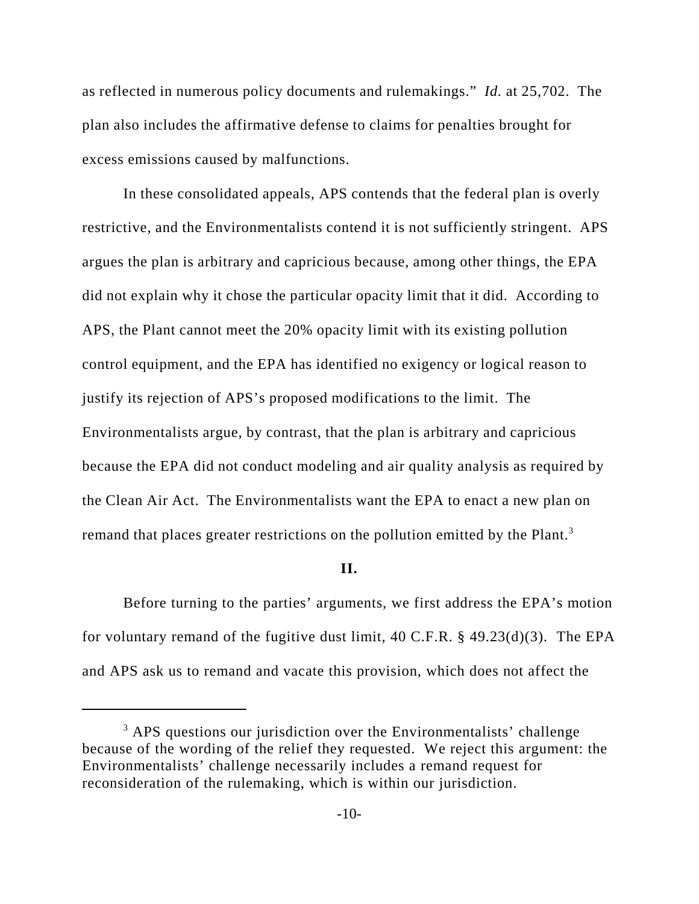as reflected in numerous policy documents and rulemakings." *Id.* at 25,702. The plan also includes the affirmative defense to claims for penalties brought for excess emissions caused by malfunctions.

In these consolidated appeals, APS contends that the federal plan is overly restrictive, and the Environmentalists contend it is not sufficiently stringent. APS argues the plan is arbitrary and capricious because, among other things, the EPA did not explain why it chose the particular opacity limit that it did. According to APS, the Plant cannot meet the 20% opacity limit with its existing pollution control equipment, and the EPA has identified no exigency or logical reason to justify its rejection of APS's proposed modifications to the limit. The Environmentalists argue, by contrast, that the plan is arbitrary and capricious because the EPA did not conduct modeling and air quality analysis as required by the Clean Air Act. The Environmentalists want the EPA to enact a new plan on remand that places greater restrictions on the pollution emitted by the Plant.[3]

## II.

Before turning to the parties' arguments, we first address the EPA's motion for voluntary remand of the fugitive dust limit, 40 C.F.R. § 49.23(d)(3). The EPA and APS ask us to remand and vacate this provision, which does not affect the

[3] APS questions our jurisdiction over the Environmentalists' challenge because of the wording of the relief they requested. We reject this argument: the Environmentalists' challenge necessarily includes a remand request for reconsideration of the rulemaking, which is within our jurisdiction.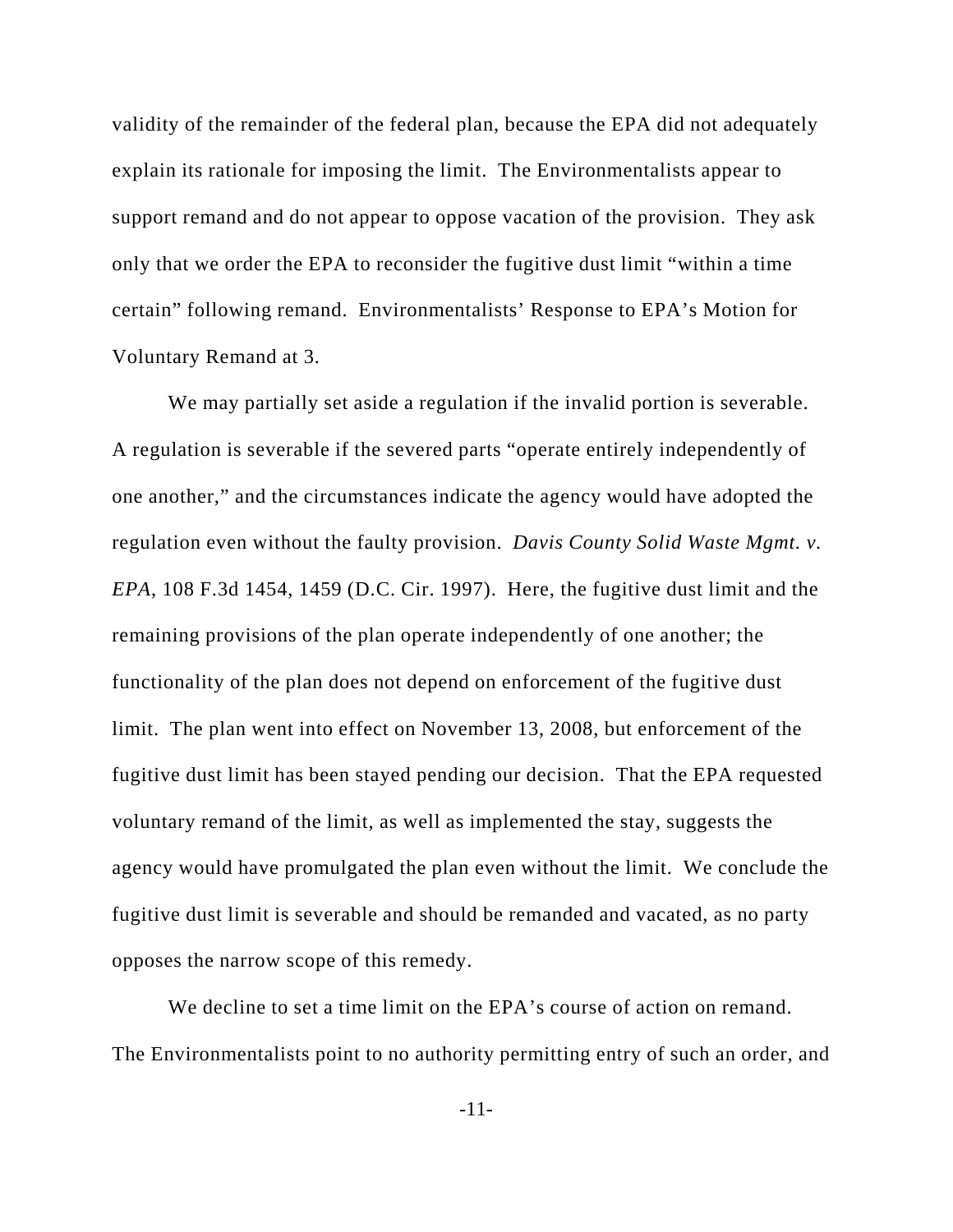validity of the remainder of the federal plan, because the EPA did not adequately explain its rationale for imposing the limit. The Environmentalists appear to support remand and do not appear to oppose vacation of the provision. They ask only that we order the EPA to reconsider the fugitive dust limit "within a time certain" following remand. Environmentalists' Response to EPA's Motion for Voluntary Remand at 3.

We may partially set aside a regulation if the invalid portion is severable. A regulation is severable if the severed parts "operate entirely independently of one another," and the circumstances indicate the agency would have adopted the regulation even without the faulty provision. *Davis County Solid Waste Mgmt. v. EPA*, 108 F.3d 1454, 1459 (D.C. Cir. 1997). Here, the fugitive dust limit and the remaining provisions of the plan operate independently of one another; the functionality of the plan does not depend on enforcement of the fugitive dust limit. The plan went into effect on November 13, 2008, but enforcement of the fugitive dust limit has been stayed pending our decision. That the EPA requested voluntary remand of the limit, as well as implemented the stay, suggests the agency would have promulgated the plan even without the limit. We conclude the fugitive dust limit is severable and should be remanded and vacated, as no party opposes the narrow scope of this remedy.

We decline to set a time limit on the EPA's course of action on remand. The Environmentalists point to no authority permitting entry of such an order, and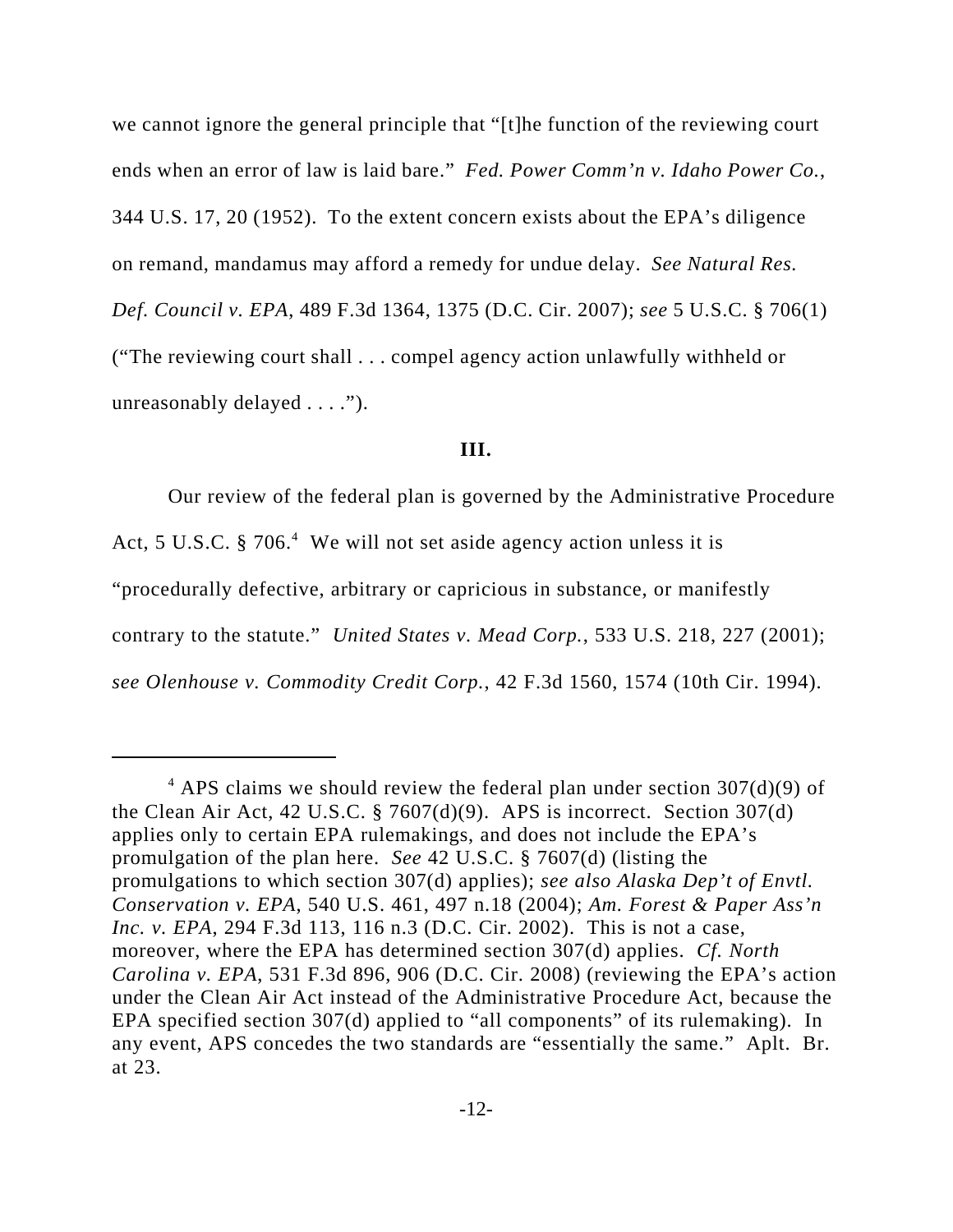we cannot ignore the general principle that "[t]he function of the reviewing court ends when an error of law is laid bare." *Fed. Power Comm'n v. Idaho Power Co.*, 344 U.S. 17, 20 (1952). To the extent concern exists about the EPA's diligence on remand, mandamus may afford a remedy for undue delay. *See Natural Res. Def. Council v. EPA*, 489 F.3d 1364, 1375 (D.C. Cir. 2007); *see* 5 U.S.C. § 706(1) ("The reviewing court shall . . . compel agency action unlawfully withheld or unreasonably delayed . . . .").

## III.

Our review of the federal plan is governed by the Administrative Procedure Act, 5 U.S.C. § 706.[4] We will not set aside agency action unless it is "procedurally defective, arbitrary or capricious in substance, or manifestly contrary to the statute." *United States v. Mead Corp.*, 533 U.S. 218, 227 (2001); *see Olenhouse v. Commodity Credit Corp.*, 42 F.3d 1560, 1574 (10th Cir. 1994).

---

[4] APS claims we should review the federal plan under section 307(d)(9) of the Clean Air Act, 42 U.S.C. § 7607(d)(9). APS is incorrect. Section 307(d) applies only to certain EPA rulemakings, and does not include the EPA's promulgation of the plan here. *See* 42 U.S.C. § 7607(d) (listing the promulgations to which section 307(d) applies); *see also Alaska Dep't of Envtl. Conservation v. EPA*, 540 U.S. 461, 497 n.18 (2004); *Am. Forest & Paper Ass'n Inc. v. EPA*, 294 F.3d 113, 116 n.3 (D.C. Cir. 2002). This is not a case, moreover, where the EPA has determined section 307(d) applies. *Cf. North Carolina v. EPA*, 531 F.3d 896, 906 (D.C. Cir. 2008) (reviewing the EPA's action under the Clean Air Act instead of the Administrative Procedure Act, because the EPA specified section 307(d) applied to "all components" of its rulemaking). In any event, APS concedes the two standards are "essentially the same." Aplt. Br. at 23.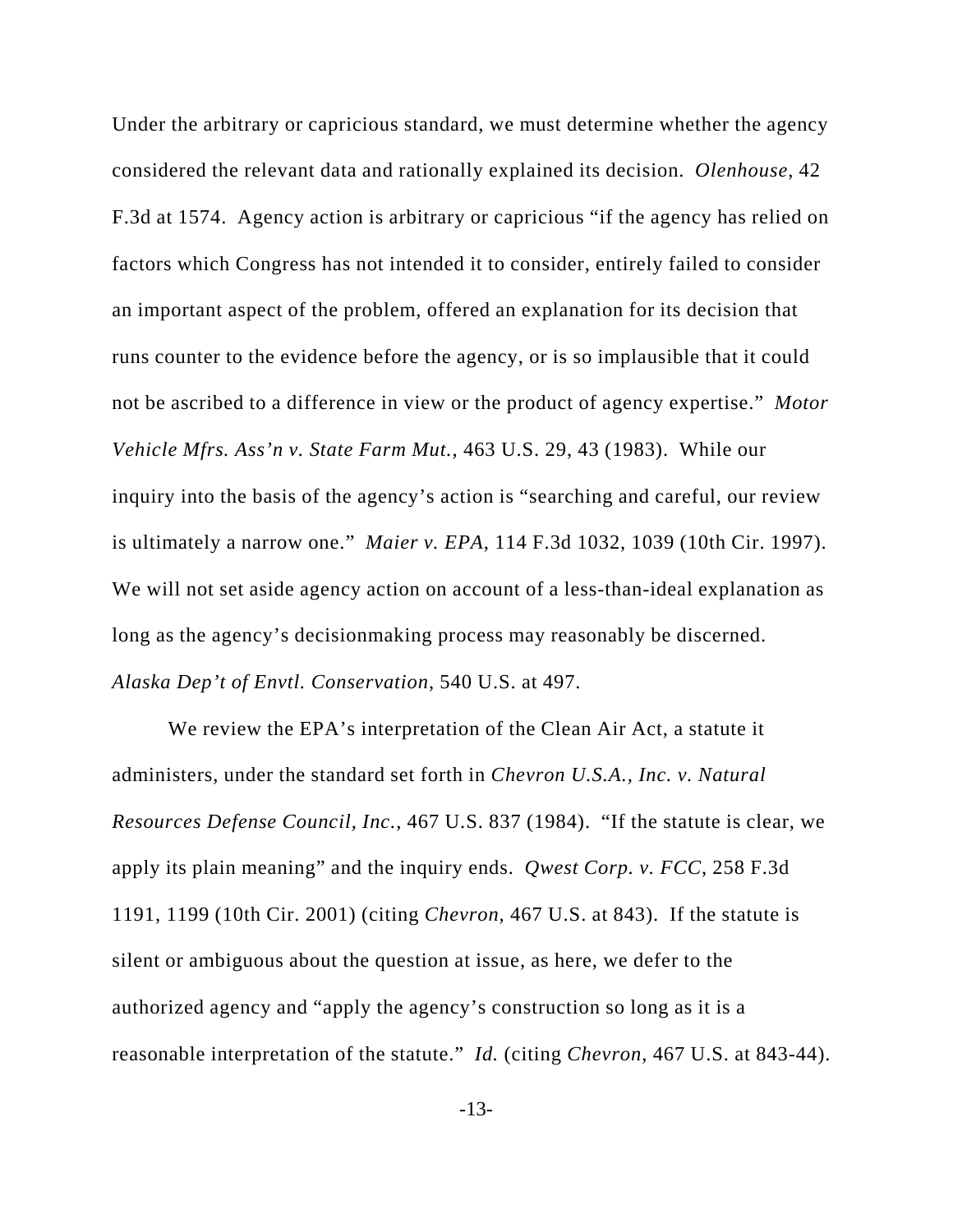Under the arbitrary or capricious standard, we must determine whether the agency considered the relevant data and rationally explained its decision. *Olenhouse*, 42 F.3d at 1574. Agency action is arbitrary or capricious "if the agency has relied on factors which Congress has not intended it to consider, entirely failed to consider an important aspect of the problem, offered an explanation for its decision that runs counter to the evidence before the agency, or is so implausible that it could not be ascribed to a difference in view or the product of agency expertise." *Motor Vehicle Mfrs. Ass'n v. State Farm Mut.*, 463 U.S. 29, 43 (1983). While our inquiry into the basis of the agency's action is "searching and careful, our review is ultimately a narrow one." *Maier v. EPA*, 114 F.3d 1032, 1039 (10th Cir. 1997). We will not set aside agency action on account of a less-than-ideal explanation as long as the agency's decisionmaking process may reasonably be discerned. *Alaska Dep't of Envtl. Conservation*, 540 U.S. at 497.

We review the EPA's interpretation of the Clean Air Act, a statute it administers, under the standard set forth in *Chevron U.S.A., Inc. v. Natural Resources Defense Council, Inc.*, 467 U.S. 837 (1984). "If the statute is clear, we apply its plain meaning" and the inquiry ends. *Qwest Corp. v. FCC*, 258 F.3d 1191, 1199 (10th Cir. 2001) (citing *Chevron*, 467 U.S. at 843). If the statute is silent or ambiguous about the question at issue, as here, we defer to the authorized agency and "apply the agency's construction so long as it is a reasonable interpretation of the statute." *Id.* (citing *Chevron*, 467 U.S. at 843-44).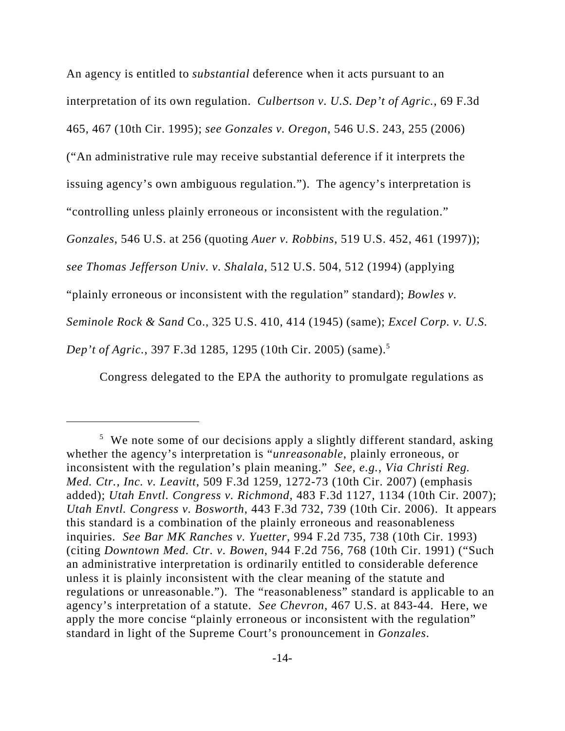An agency is entitled to *substantial* deference when it acts pursuant to an interpretation of its own regulation. *Culbertson v. U.S. Dep't of Agric.*, 69 F.3d 465, 467 (10th Cir. 1995); *see Gonzales v. Oregon*, 546 U.S. 243, 255 (2006) ("An administrative rule may receive substantial deference if it interprets the issuing agency's own ambiguous regulation."). The agency's interpretation is "controlling unless plainly erroneous or inconsistent with the regulation." *Gonzales*, 546 U.S. at 256 (quoting *Auer v. Robbins*, 519 U.S. 452, 461 (1997)); *see Thomas Jefferson Univ. v. Shalala*, 512 U.S. 504, 512 (1994) (applying "plainly erroneous or inconsistent with the regulation" standard); *Bowles v. Seminole Rock & Sand* Co., 325 U.S. 410, 414 (1945) (same); *Excel Corp. v. U.S. Dep't of Agric.*, 397 F.3d 1285, 1295 (10th Cir. 2005) (same).[5]

Congress delegated to the EPA the authority to promulgate regulations as

---

[5] We note some of our decisions apply a slightly different standard, asking whether the agency's interpretation is "*unreasonable*, plainly erroneous, or inconsistent with the regulation's plain meaning." *See, e.g.*, *Via Christi Reg. Med. Ctr., Inc. v. Leavitt*, 509 F.3d 1259, 1272-73 (10th Cir. 2007) (emphasis added); *Utah Envtl. Congress v. Richmond*, 483 F.3d 1127, 1134 (10th Cir. 2007); *Utah Envtl. Congress v. Bosworth*, 443 F.3d 732, 739 (10th Cir. 2006). It appears this standard is a combination of the plainly erroneous and reasonableness inquiries. *See Bar MK Ranches v. Yuetter*, 994 F.2d 735, 738 (10th Cir. 1993) (citing *Downtown Med. Ctr. v. Bowen*, 944 F.2d 756, 768 (10th Cir. 1991) ("Such an administrative interpretation is ordinarily entitled to considerable deference unless it is plainly inconsistent with the clear meaning of the statute and regulations or unreasonable."). The "reasonableness" standard is applicable to an agency's interpretation of a statute. *See Chevron*, 467 U.S. at 843-44. Here, we apply the more concise "plainly erroneous or inconsistent with the regulation" standard in light of the Supreme Court's pronouncement in *Gonzales*.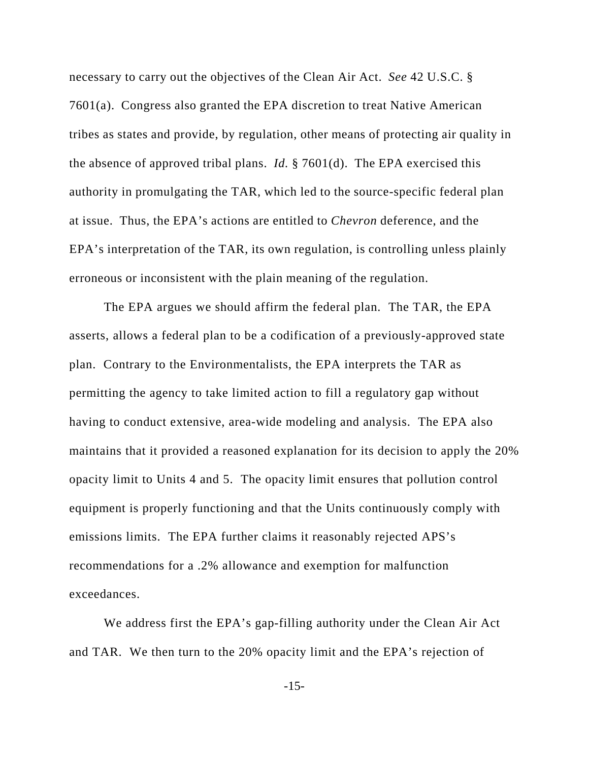necessary to carry out the objectives of the Clean Air Act. *See* 42 U.S.C. § 7601(a). Congress also granted the EPA discretion to treat Native American tribes as states and provide, by regulation, other means of protecting air quality in the absence of approved tribal plans. *Id.* § 7601(d). The EPA exercised this authority in promulgating the TAR, which led to the source-specific federal plan at issue. Thus, the EPA's actions are entitled to *Chevron* deference, and the EPA's interpretation of the TAR, its own regulation, is controlling unless plainly erroneous or inconsistent with the plain meaning of the regulation.

The EPA argues we should affirm the federal plan. The TAR, the EPA asserts, allows a federal plan to be a codification of a previously-approved state plan. Contrary to the Environmentalists, the EPA interprets the TAR as permitting the agency to take limited action to fill a regulatory gap without having to conduct extensive, area-wide modeling and analysis. The EPA also maintains that it provided a reasoned explanation for its decision to apply the 20% opacity limit to Units 4 and 5. The opacity limit ensures that pollution control equipment is properly functioning and that the Units continuously comply with emissions limits. The EPA further claims it reasonably rejected APS's recommendations for a .2% allowance and exemption for malfunction exceedances.

We address first the EPA's gap-filling authority under the Clean Air Act and TAR. We then turn to the 20% opacity limit and the EPA's rejection of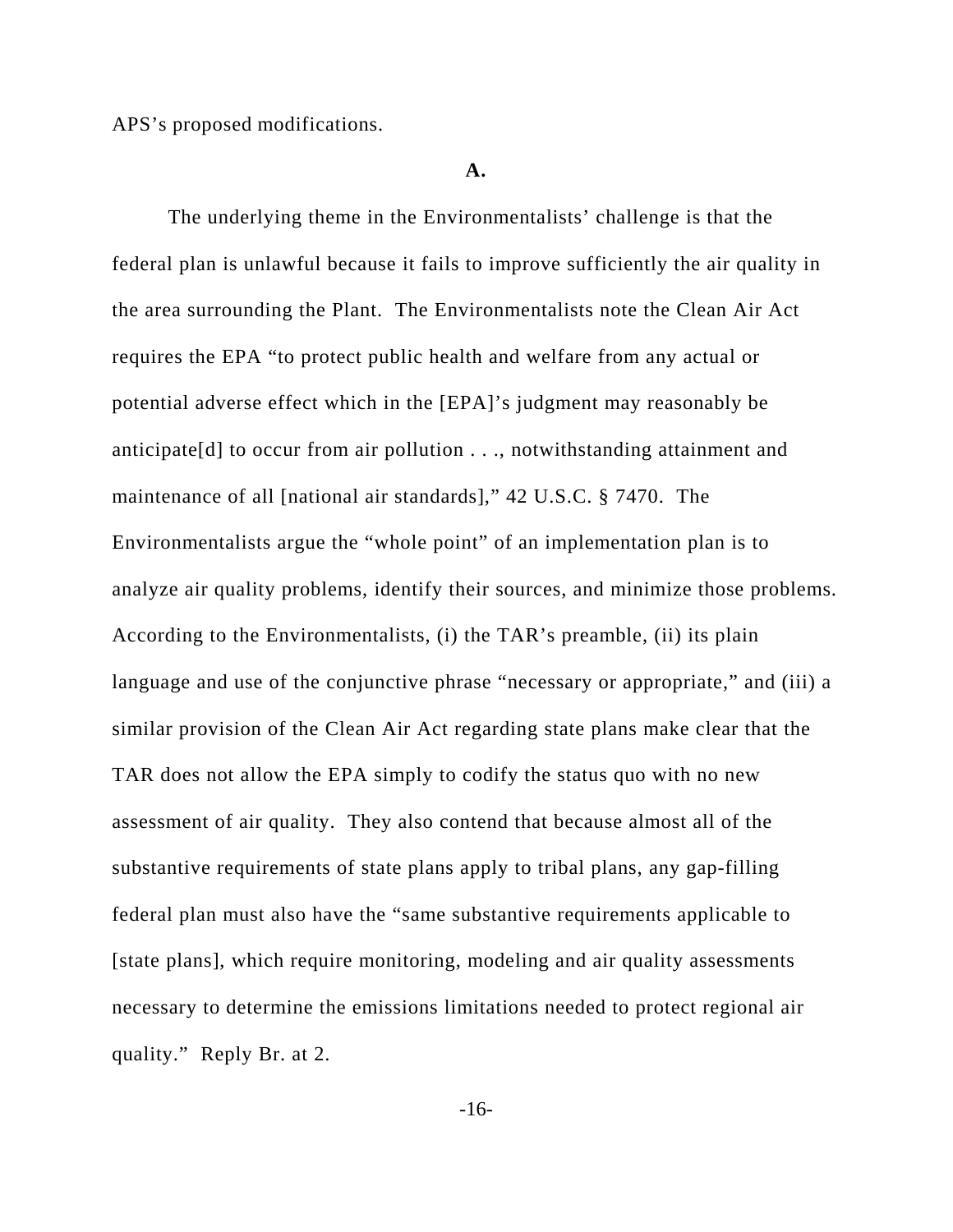APS's proposed modifications.

**A.**

The underlying theme in the Environmentalists' challenge is that the federal plan is unlawful because it fails to improve sufficiently the air quality in the area surrounding the Plant. The Environmentalists note the Clean Air Act requires the EPA "to protect public health and welfare from any actual or potential adverse effect which in the [EPA]'s judgment may reasonably be anticipate[d] to occur from air pollution . . ., notwithstanding attainment and maintenance of all [national air standards]," 42 U.S.C. § 7470. The Environmentalists argue the "whole point" of an implementation plan is to analyze air quality problems, identify their sources, and minimize those problems. According to the Environmentalists, (i) the TAR's preamble, (ii) its plain language and use of the conjunctive phrase "necessary or appropriate," and (iii) a similar provision of the Clean Air Act regarding state plans make clear that the TAR does not allow the EPA simply to codify the status quo with no new assessment of air quality. They also contend that because almost all of the substantive requirements of state plans apply to tribal plans, any gap-filling federal plan must also have the "same substantive requirements applicable to [state plans], which require monitoring, modeling and air quality assessments necessary to determine the emissions limitations needed to protect regional air quality." Reply Br. at 2.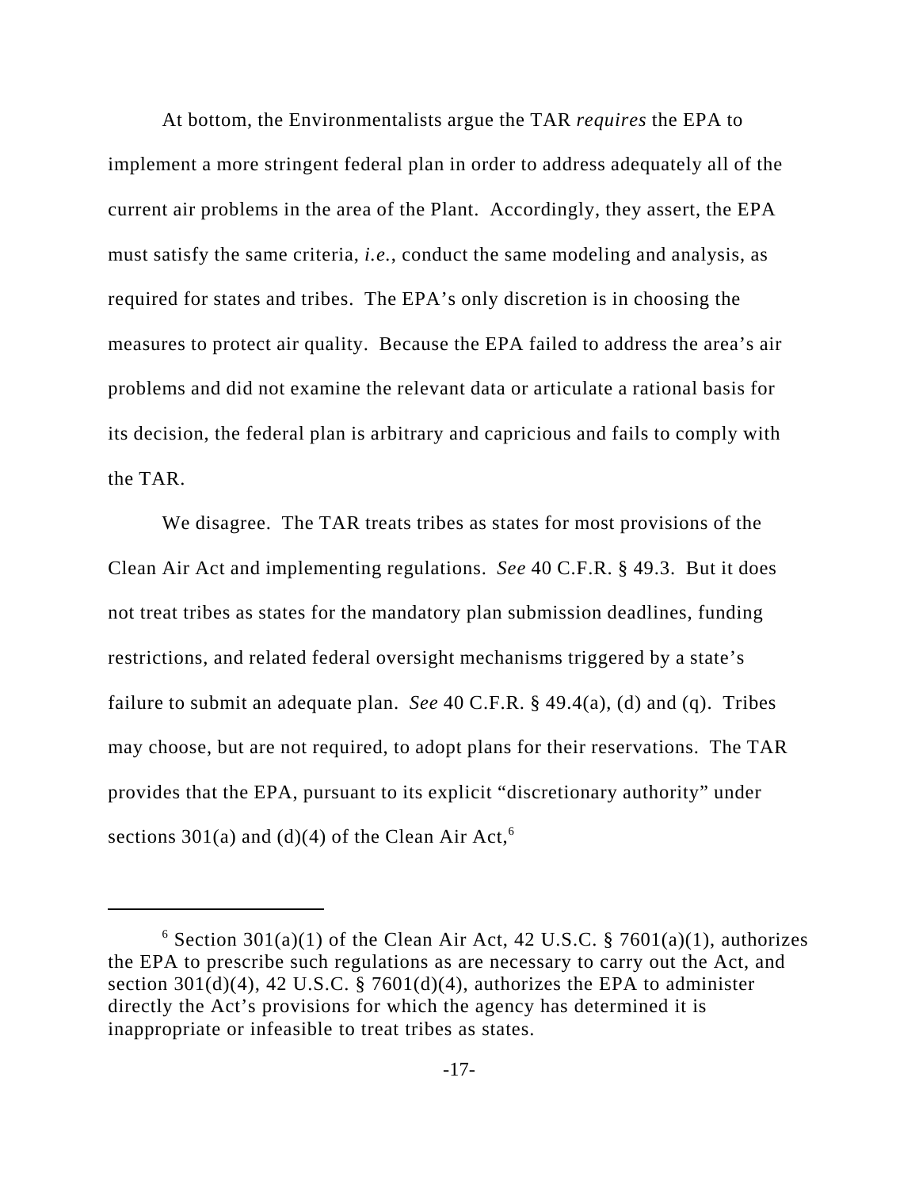At bottom, the Environmentalists argue the TAR *requires* the EPA to implement a more stringent federal plan in order to address adequately all of the current air problems in the area of the Plant. Accordingly, they assert, the EPA must satisfy the same criteria, *i.e.*, conduct the same modeling and analysis, as required for states and tribes. The EPA's only discretion is in choosing the measures to protect air quality. Because the EPA failed to address the area's air problems and did not examine the relevant data or articulate a rational basis for its decision, the federal plan is arbitrary and capricious and fails to comply with the TAR.

We disagree. The TAR treats tribes as states for most provisions of the Clean Air Act and implementing regulations. *See* 40 C.F.R. § 49.3. But it does not treat tribes as states for the mandatory plan submission deadlines, funding restrictions, and related federal oversight mechanisms triggered by a state's failure to submit an adequate plan. *See* 40 C.F.R. § 49.4(a), (d) and (q). Tribes may choose, but are not required, to adopt plans for their reservations. The TAR provides that the EPA, pursuant to its explicit "discretionary authority" under sections 301(a) and (d)(4) of the Clean Air Act,[6]

---

[6] Section 301(a)(1) of the Clean Air Act, 42 U.S.C. § 7601(a)(1), authorizes the EPA to prescribe such regulations as are necessary to carry out the Act, and section 301(d)(4), 42 U.S.C. § 7601(d)(4), authorizes the EPA to administer directly the Act's provisions for which the agency has determined it is inappropriate or infeasible to treat tribes as states.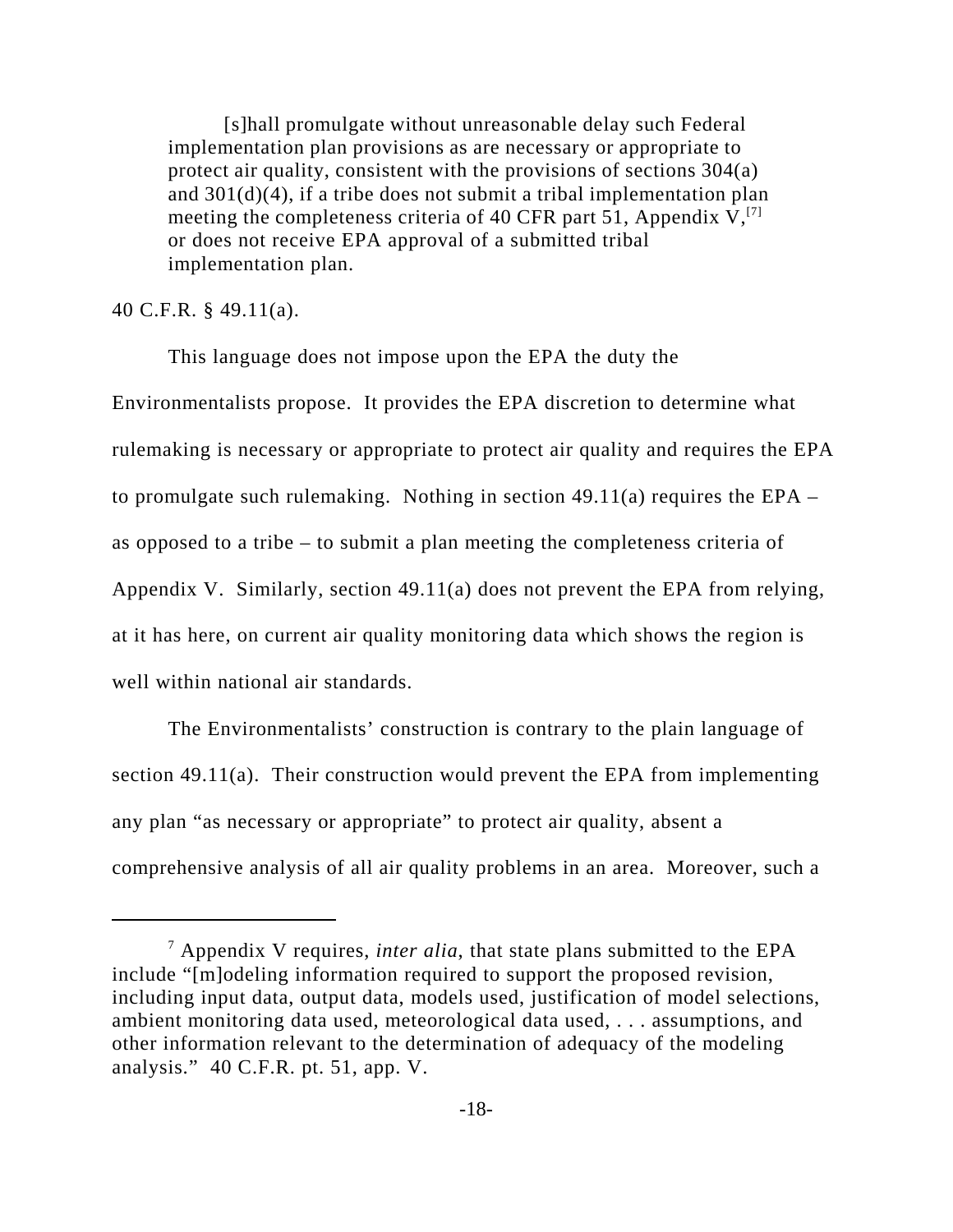> [s]hall promulgate without unreasonable delay such Federal implementation plan provisions as are necessary or appropriate to protect air quality, consistent with the provisions of sections 304(a) and 301(d)(4), if a tribe does not submit a tribal implementation plan meeting the completeness criteria of 40 CFR part 51, Appendix V,[7] or does not receive EPA approval of a submitted tribal implementation plan.

40 C.F.R. § 49.11(a).

This language does not impose upon the EPA the duty the Environmentalists propose. It provides the EPA discretion to determine what rulemaking is necessary or appropriate to protect air quality and requires the EPA to promulgate such rulemaking. Nothing in section 49.11(a) requires the EPA – as opposed to a tribe – to submit a plan meeting the completeness criteria of Appendix V. Similarly, section 49.11(a) does not prevent the EPA from relying, at it has here, on current air quality monitoring data which shows the region is well within national air standards.

The Environmentalists' construction is contrary to the plain language of section 49.11(a). Their construction would prevent the EPA from implementing any plan "as necessary or appropriate" to protect air quality, absent a comprehensive analysis of all air quality problems in an area. Moreover, such a

---

[7] Appendix V requires, *inter alia*, that state plans submitted to the EPA include "[m]odeling information required to support the proposed revision, including input data, output data, models used, justification of model selections, ambient monitoring data used, meteorological data used, . . . assumptions, and other information relevant to the determination of adequacy of the modeling analysis." 40 C.F.R. pt. 51, app. V.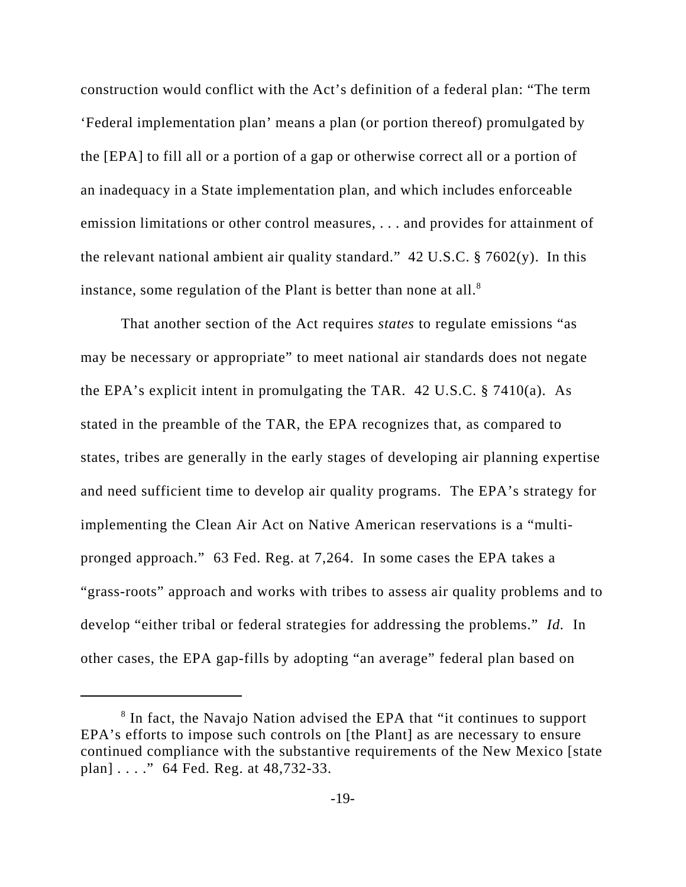construction would conflict with the Act's definition of a federal plan: "The term 'Federal implementation plan' means a plan (or portion thereof) promulgated by the [EPA] to fill all or a portion of a gap or otherwise correct all or a portion of an inadequacy in a State implementation plan, and which includes enforceable emission limitations or other control measures, . . . and provides for attainment of the relevant national ambient air quality standard." 42 U.S.C. § 7602(y). In this instance, some regulation of the Plant is better than none at all.[8]

That another section of the Act requires *states* to regulate emissions "as may be necessary or appropriate" to meet national air standards does not negate the EPA's explicit intent in promulgating the TAR. 42 U.S.C. § 7410(a). As stated in the preamble of the TAR, the EPA recognizes that, as compared to states, tribes are generally in the early stages of developing air planning expertise and need sufficient time to develop air quality programs. The EPA's strategy for implementing the Clean Air Act on Native American reservations is a "multi-pronged approach." 63 Fed. Reg. at 7,264. In some cases the EPA takes a "grass-roots" approach and works with tribes to assess air quality problems and to develop "either tribal or federal strategies for addressing the problems." *Id.* In other cases, the EPA gap-fills by adopting "an average" federal plan based on

---

[8] In fact, the Navajo Nation advised the EPA that "it continues to support EPA's efforts to impose such controls on [the Plant] as are necessary to ensure continued compliance with the substantive requirements of the New Mexico [state plan] . . . ." 64 Fed. Reg. at 48,732-33.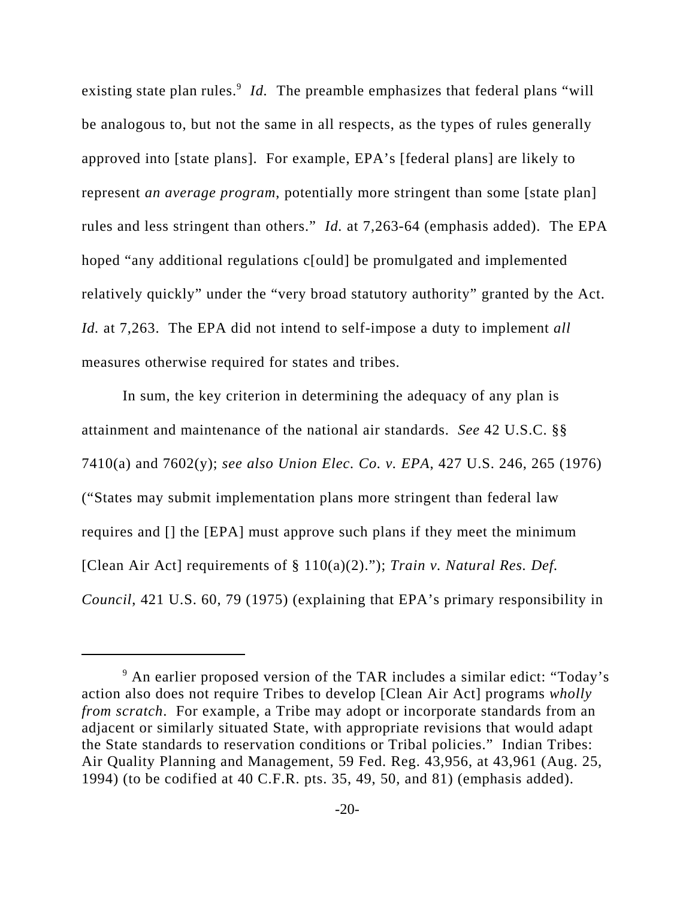existing state plan rules.[9] *Id.* The preamble emphasizes that federal plans "will be analogous to, but not the same in all respects, as the types of rules generally approved into [state plans]. For example, EPA's [federal plans] are likely to represent *an average program*, potentially more stringent than some [state plan] rules and less stringent than others." *Id.* at 7,263-64 (emphasis added). The EPA hoped "any additional regulations c[ould] be promulgated and implemented relatively quickly" under the "very broad statutory authority" granted by the Act. *Id.* at 7,263. The EPA did not intend to self-impose a duty to implement *all* measures otherwise required for states and tribes.

In sum, the key criterion in determining the adequacy of any plan is attainment and maintenance of the national air standards. *See* 42 U.S.C. §§ 7410(a) and 7602(y); *see also Union Elec. Co. v. EPA*, 427 U.S. 246, 265 (1976) ("States may submit implementation plans more stringent than federal law requires and [] the [EPA] must approve such plans if they meet the minimum [Clean Air Act] requirements of § 110(a)(2)."); *Train v. Natural Res. Def. Council*, 421 U.S. 60, 79 (1975) (explaining that EPA's primary responsibility in

[9] An earlier proposed version of the TAR includes a similar edict: "Today's action also does not require Tribes to develop [Clean Air Act] programs *wholly from scratch*. For example, a Tribe may adopt or incorporate standards from an adjacent or similarly situated State, with appropriate revisions that would adapt the State standards to reservation conditions or Tribal policies." Indian Tribes: Air Quality Planning and Management, 59 Fed. Reg. 43,956, at 43,961 (Aug. 25, 1994) (to be codified at 40 C.F.R. pts. 35, 49, 50, and 81) (emphasis added).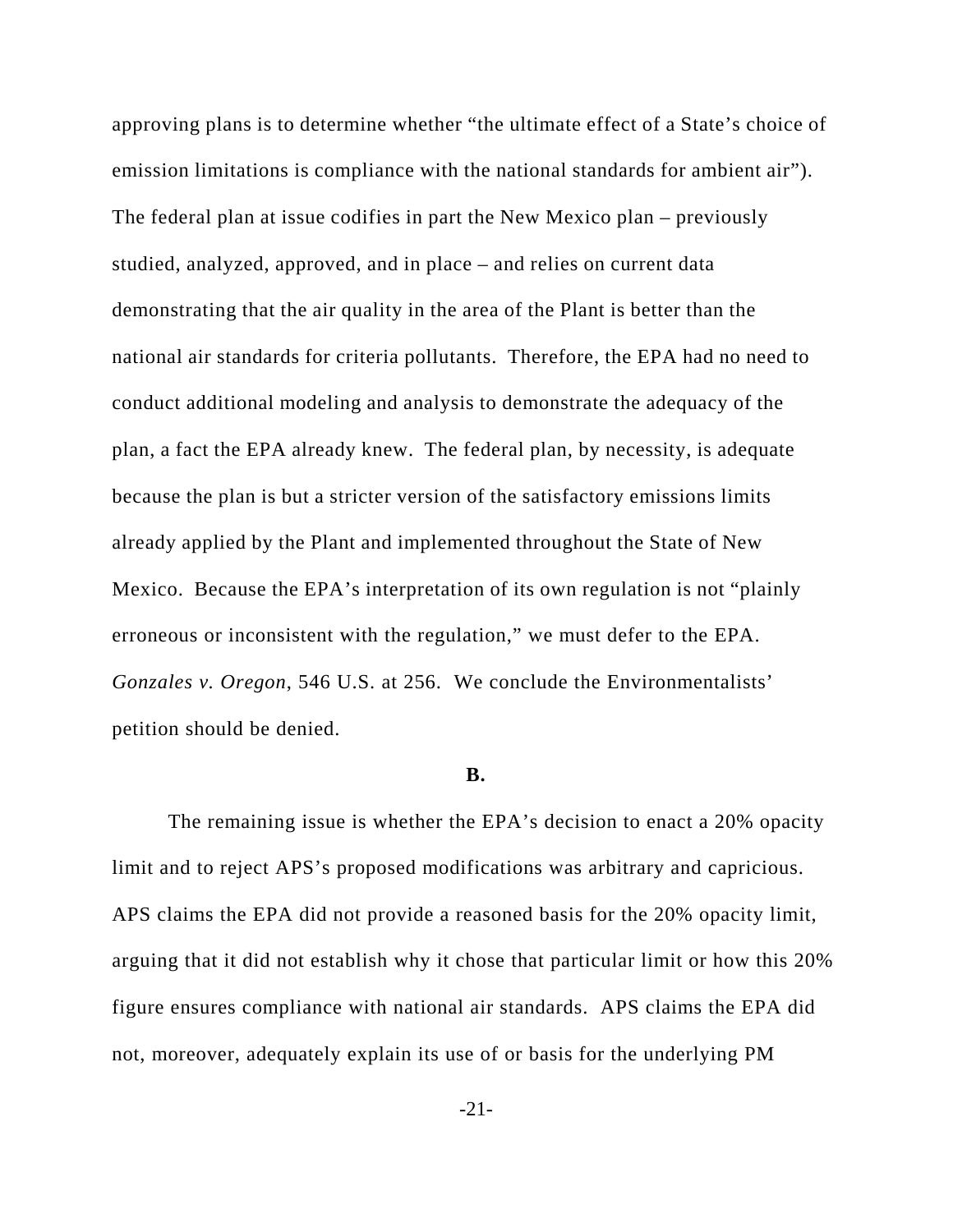approving plans is to determine whether "the ultimate effect of a State's choice of emission limitations is compliance with the national standards for ambient air"). The federal plan at issue codifies in part the New Mexico plan – previously studied, analyzed, approved, and in place – and relies on current data demonstrating that the air quality in the area of the Plant is better than the national air standards for criteria pollutants. Therefore, the EPA had no need to conduct additional modeling and analysis to demonstrate the adequacy of the plan, a fact the EPA already knew. The federal plan, by necessity, is adequate because the plan is but a stricter version of the satisfactory emissions limits already applied by the Plant and implemented throughout the State of New Mexico. Because the EPA's interpretation of its own regulation is not "plainly erroneous or inconsistent with the regulation," we must defer to the EPA. *Gonzales v. Oregon*, 546 U.S. at 256. We conclude the Environmentalists' petition should be denied.

**B.**

The remaining issue is whether the EPA's decision to enact a 20% opacity limit and to reject APS's proposed modifications was arbitrary and capricious. APS claims the EPA did not provide a reasoned basis for the 20% opacity limit, arguing that it did not establish why it chose that particular limit or how this 20% figure ensures compliance with national air standards. APS claims the EPA did not, moreover, adequately explain its use of or basis for the underlying PM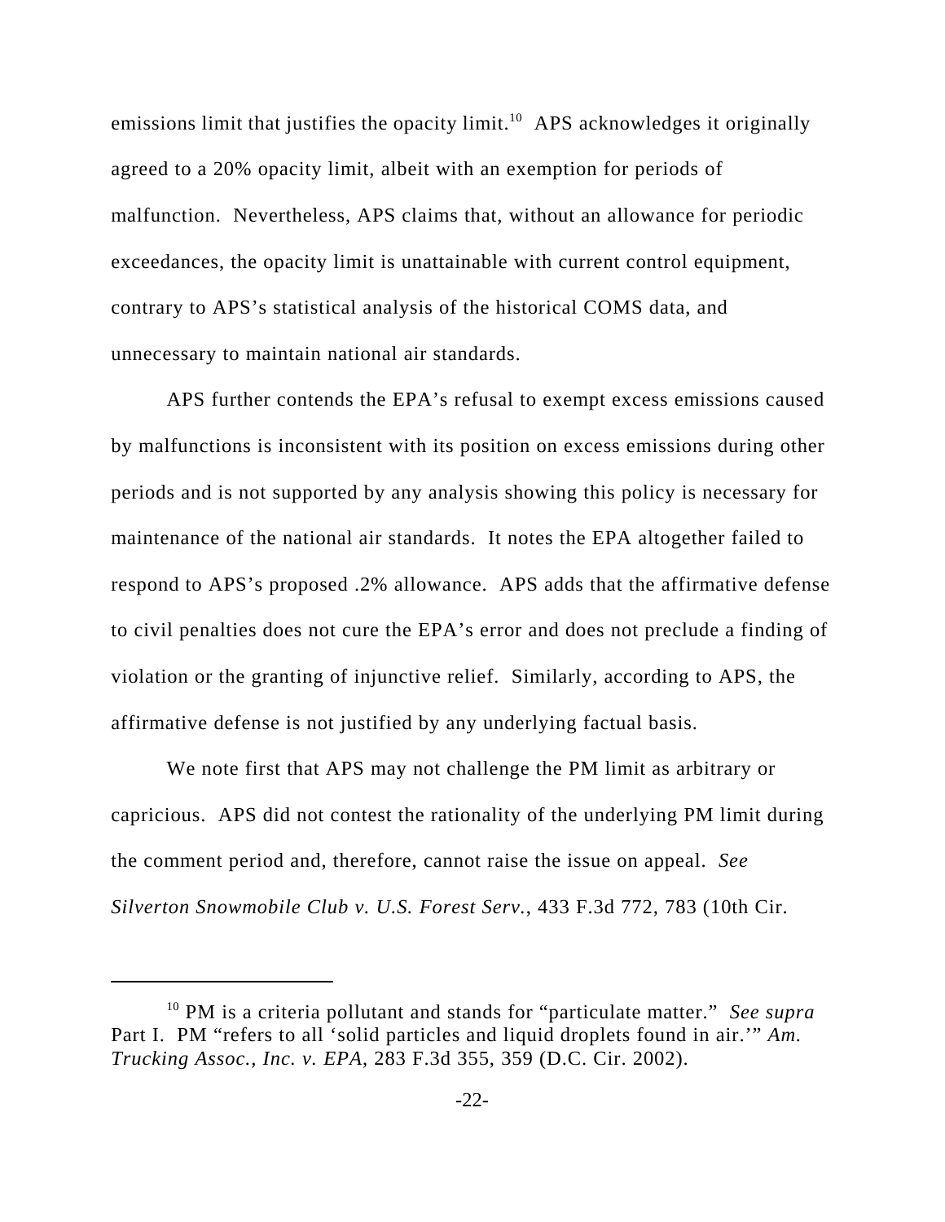emissions limit that justifies the opacity limit.[10] APS acknowledges it originally agreed to a 20% opacity limit, albeit with an exemption for periods of malfunction. Nevertheless, APS claims that, without an allowance for periodic exceedances, the opacity limit is unattainable with current control equipment, contrary to APS's statistical analysis of the historical COMS data, and unnecessary to maintain national air standards.

APS further contends the EPA's refusal to exempt excess emissions caused by malfunctions is inconsistent with its position on excess emissions during other periods and is not supported by any analysis showing this policy is necessary for maintenance of the national air standards. It notes the EPA altogether failed to respond to APS's proposed .2% allowance. APS adds that the affirmative defense to civil penalties does not cure the EPA's error and does not preclude a finding of violation or the granting of injunctive relief. Similarly, according to APS, the affirmative defense is not justified by any underlying factual basis.

We note first that APS may not challenge the PM limit as arbitrary or capricious. APS did not contest the rationality of the underlying PM limit during the comment period and, therefore, cannot raise the issue on appeal. *See Silverton Snowmobile Club v. U.S. Forest Serv.*, 433 F.3d 772, 783 (10th Cir.

---

[10] PM is a criteria pollutant and stands for "particulate matter." *See supra* Part I. PM "refers to all 'solid particles and liquid droplets found in air.'" *Am. Trucking Assoc., Inc. v. EPA*, 283 F.3d 355, 359 (D.C. Cir. 2002).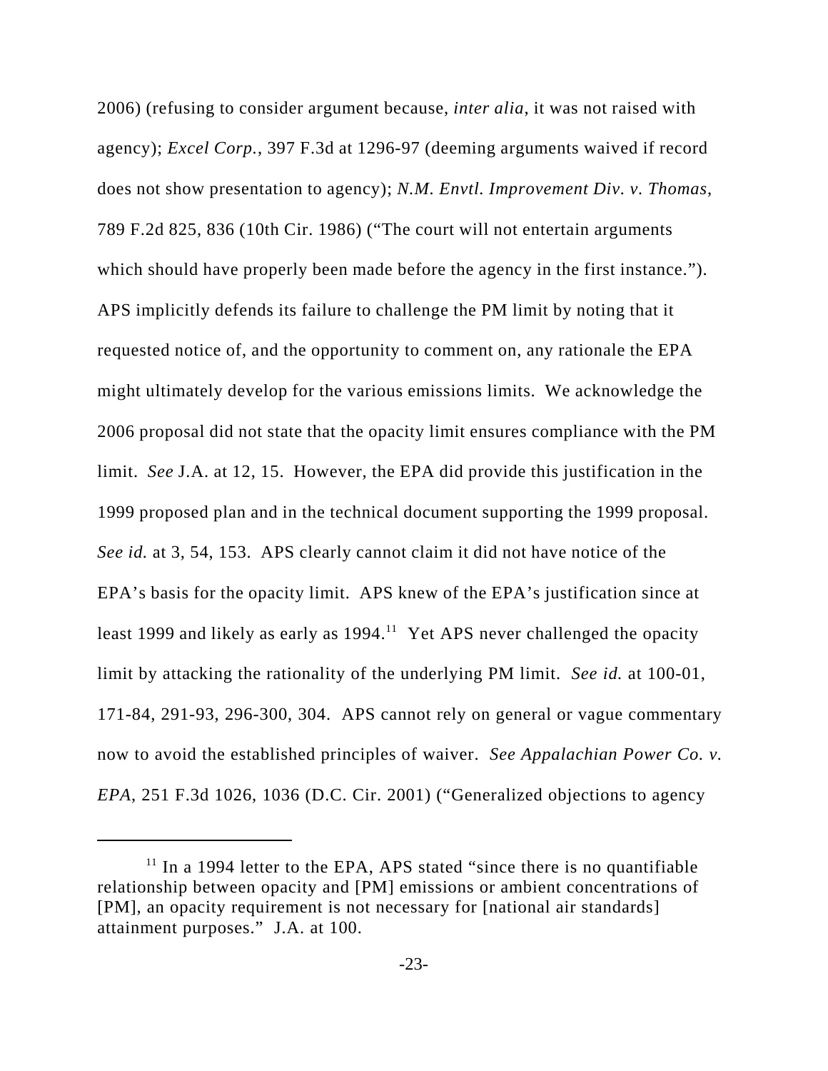2006) (refusing to consider argument because, *inter alia*, it was not raised with agency); *Excel Corp.*, 397 F.3d at 1296-97 (deeming arguments waived if record does not show presentation to agency); *N.M. Envtl. Improvement Div. v. Thomas*, 789 F.2d 825, 836 (10th Cir. 1986) ("The court will not entertain arguments which should have properly been made before the agency in the first instance."). APS implicitly defends its failure to challenge the PM limit by noting that it requested notice of, and the opportunity to comment on, any rationale the EPA might ultimately develop for the various emissions limits. We acknowledge the 2006 proposal did not state that the opacity limit ensures compliance with the PM limit. *See* J.A. at 12, 15. However, the EPA did provide this justification in the 1999 proposed plan and in the technical document supporting the 1999 proposal. *See id.* at 3, 54, 153. APS clearly cannot claim it did not have notice of the EPA's basis for the opacity limit. APS knew of the EPA's justification since at least 1999 and likely as early as 1994.[11] Yet APS never challenged the opacity limit by attacking the rationality of the underlying PM limit. *See id.* at 100-01, 171-84, 291-93, 296-300, 304. APS cannot rely on general or vague commentary now to avoid the established principles of waiver. *See Appalachian Power Co. v. EPA*, 251 F.3d 1026, 1036 (D.C. Cir. 2001) ("Generalized objections to agency

---

[11] In a 1994 letter to the EPA, APS stated "since there is no quantifiable relationship between opacity and [PM] emissions or ambient concentrations of [PM], an opacity requirement is not necessary for [national air standards] attainment purposes." J.A. at 100.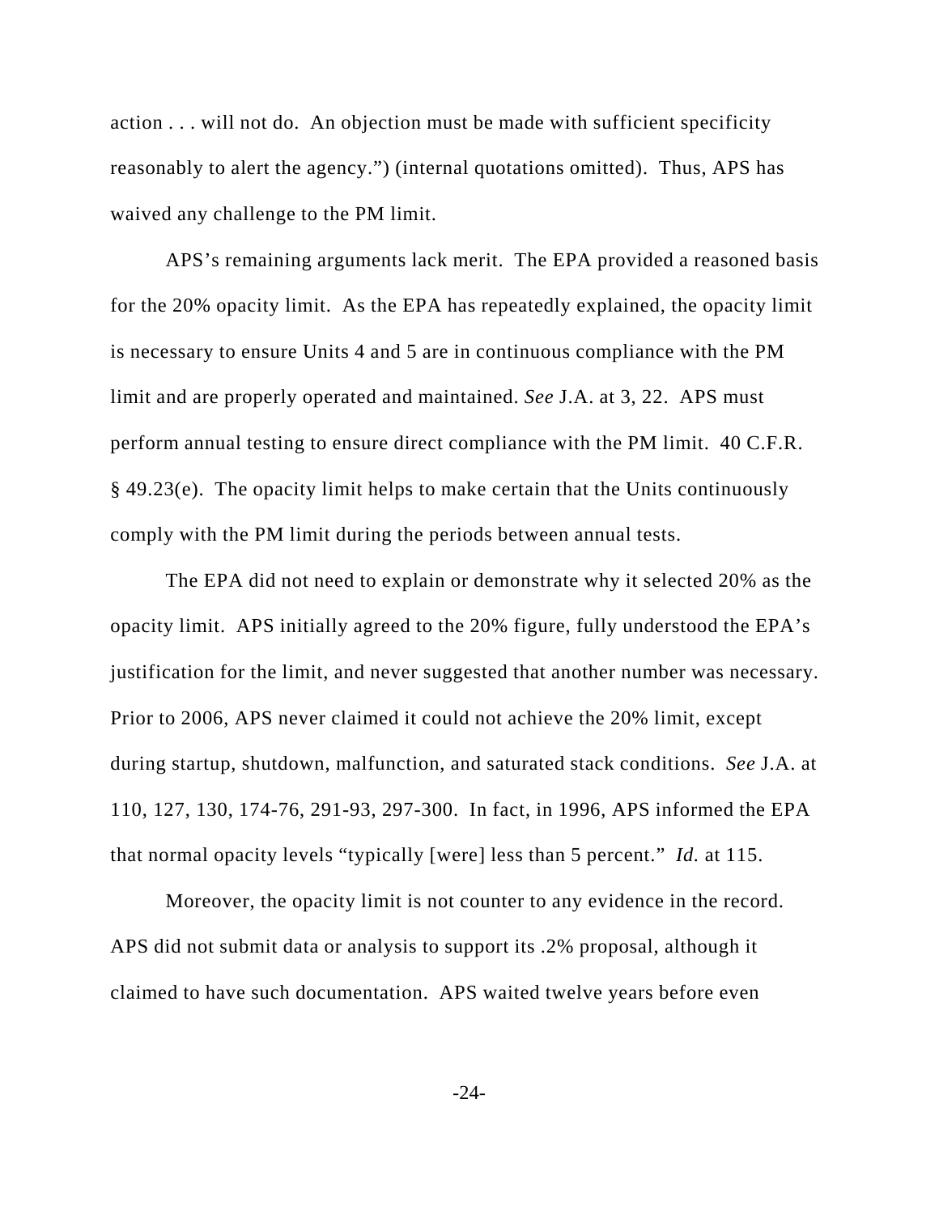action . . . will not do. An objection must be made with sufficient specificity reasonably to alert the agency.") (internal quotations omitted). Thus, APS has waived any challenge to the PM limit.

APS's remaining arguments lack merit. The EPA provided a reasoned basis for the 20% opacity limit. As the EPA has repeatedly explained, the opacity limit is necessary to ensure Units 4 and 5 are in continuous compliance with the PM limit and are properly operated and maintained. *See* J.A. at 3, 22. APS must perform annual testing to ensure direct compliance with the PM limit. 40 C.F.R. § 49.23(e). The opacity limit helps to make certain that the Units continuously comply with the PM limit during the periods between annual tests.

The EPA did not need to explain or demonstrate why it selected 20% as the opacity limit. APS initially agreed to the 20% figure, fully understood the EPA's justification for the limit, and never suggested that another number was necessary. Prior to 2006, APS never claimed it could not achieve the 20% limit, except during startup, shutdown, malfunction, and saturated stack conditions. *See* J.A. at 110, 127, 130, 174-76, 291-93, 297-300. In fact, in 1996, APS informed the EPA that normal opacity levels "typically [were] less than 5 percent." *Id.* at 115.

Moreover, the opacity limit is not counter to any evidence in the record. APS did not submit data or analysis to support its .2% proposal, although it claimed to have such documentation. APS waited twelve years before even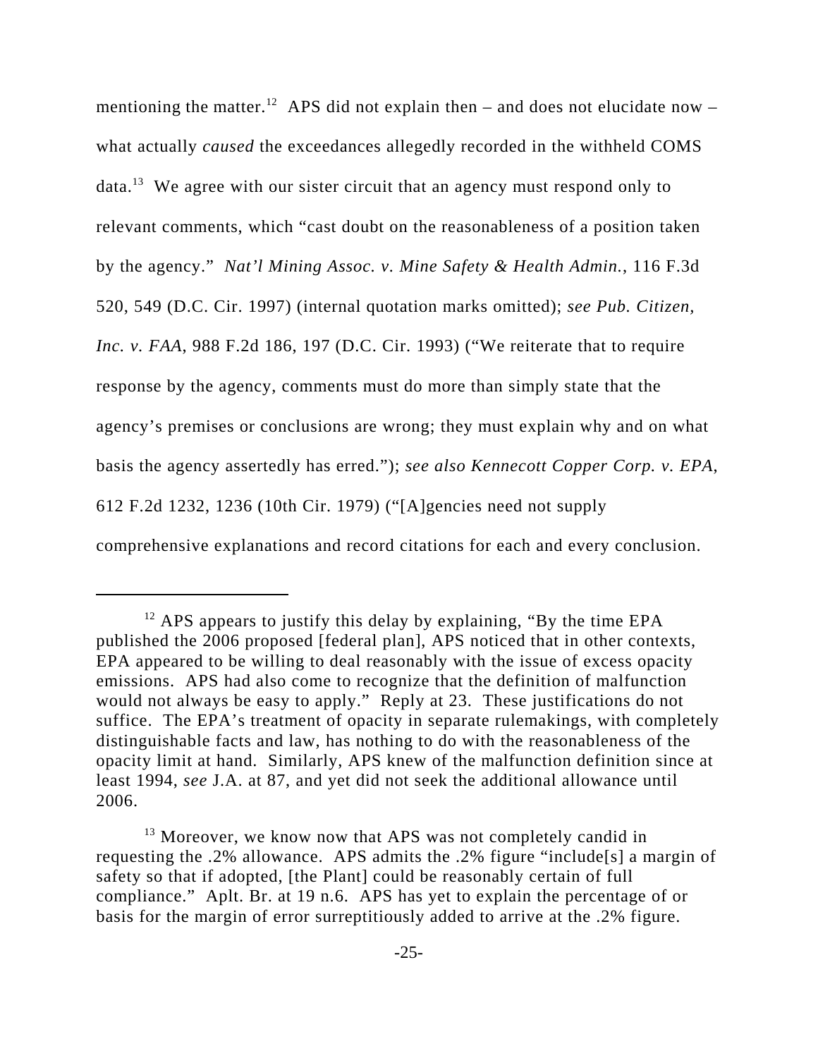mentioning the matter.[12] APS did not explain then – and does not elucidate now – what actually *caused* the exceedances allegedly recorded in the withheld COMS data.[13] We agree with our sister circuit that an agency must respond only to relevant comments, which "cast doubt on the reasonableness of a position taken by the agency." *Nat'l Mining Assoc. v. Mine Safety & Health Admin.*, 116 F.3d 520, 549 (D.C. Cir. 1997) (internal quotation marks omitted); *see Pub. Citizen, Inc. v. FAA*, 988 F.2d 186, 197 (D.C. Cir. 1993) ("We reiterate that to require response by the agency, comments must do more than simply state that the agency's premises or conclusions are wrong; they must explain why and on what basis the agency assertedly has erred."); *see also Kennecott Copper Corp. v. EPA*, 612 F.2d 1232, 1236 (10th Cir. 1979) ("[A]gencies need not supply comprehensive explanations and record citations for each and every conclusion.

---

[12] APS appears to justify this delay by explaining, "By the time EPA published the 2006 proposed [federal plan], APS noticed that in other contexts, EPA appeared to be willing to deal reasonably with the issue of excess opacity emissions. APS had also come to recognize that the definition of malfunction would not always be easy to apply." Reply at 23. These justifications do not suffice. The EPA's treatment of opacity in separate rulemakings, with completely distinguishable facts and law, has nothing to do with the reasonableness of the opacity limit at hand. Similarly, APS knew of the malfunction definition since at least 1994, *see* J.A. at 87, and yet did not seek the additional allowance until 2006.

[13] Moreover, we know now that APS was not completely candid in requesting the .2% allowance. APS admits the .2% figure "include[s] a margin of safety so that if adopted, [the Plant] could be reasonably certain of full compliance." Aplt. Br. at 19 n.6. APS has yet to explain the percentage of or basis for the margin of error surreptitiously added to arrive at the .2% figure.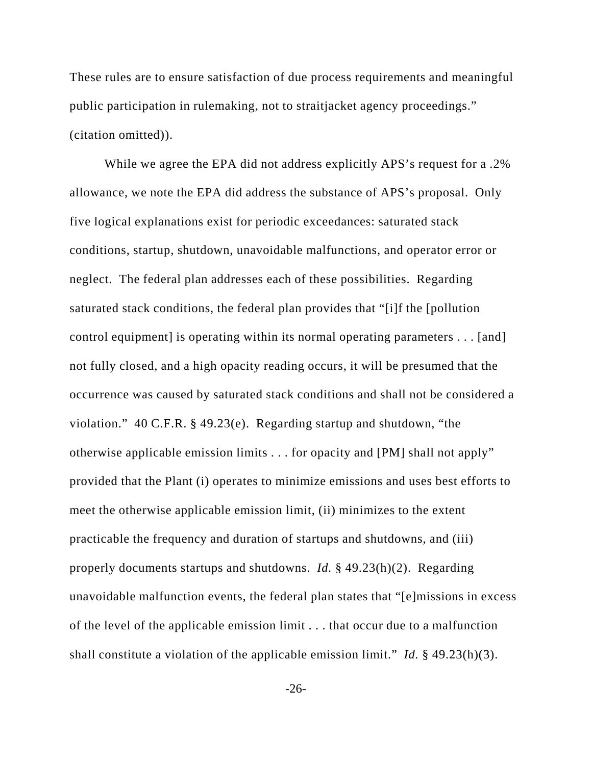These rules are to ensure satisfaction of due process requirements and meaningful public participation in rulemaking, not to straitjacket agency proceedings." (citation omitted)).

While we agree the EPA did not address explicitly APS's request for a .2% allowance, we note the EPA did address the substance of APS's proposal. Only five logical explanations exist for periodic exceedances: saturated stack conditions, startup, shutdown, unavoidable malfunctions, and operator error or neglect. The federal plan addresses each of these possibilities. Regarding saturated stack conditions, the federal plan provides that "[i]f the [pollution control equipment] is operating within its normal operating parameters . . . [and] not fully closed, and a high opacity reading occurs, it will be presumed that the occurrence was caused by saturated stack conditions and shall not be considered a violation." 40 C.F.R. § 49.23(e). Regarding startup and shutdown, "the otherwise applicable emission limits . . . for opacity and [PM] shall not apply" provided that the Plant (i) operates to minimize emissions and uses best efforts to meet the otherwise applicable emission limit, (ii) minimizes to the extent practicable the frequency and duration of startups and shutdowns, and (iii) properly documents startups and shutdowns. *Id.* § 49.23(h)(2). Regarding unavoidable malfunction events, the federal plan states that "[e]missions in excess of the level of the applicable emission limit . . . that occur due to a malfunction shall constitute a violation of the applicable emission limit." *Id.* § 49.23(h)(3).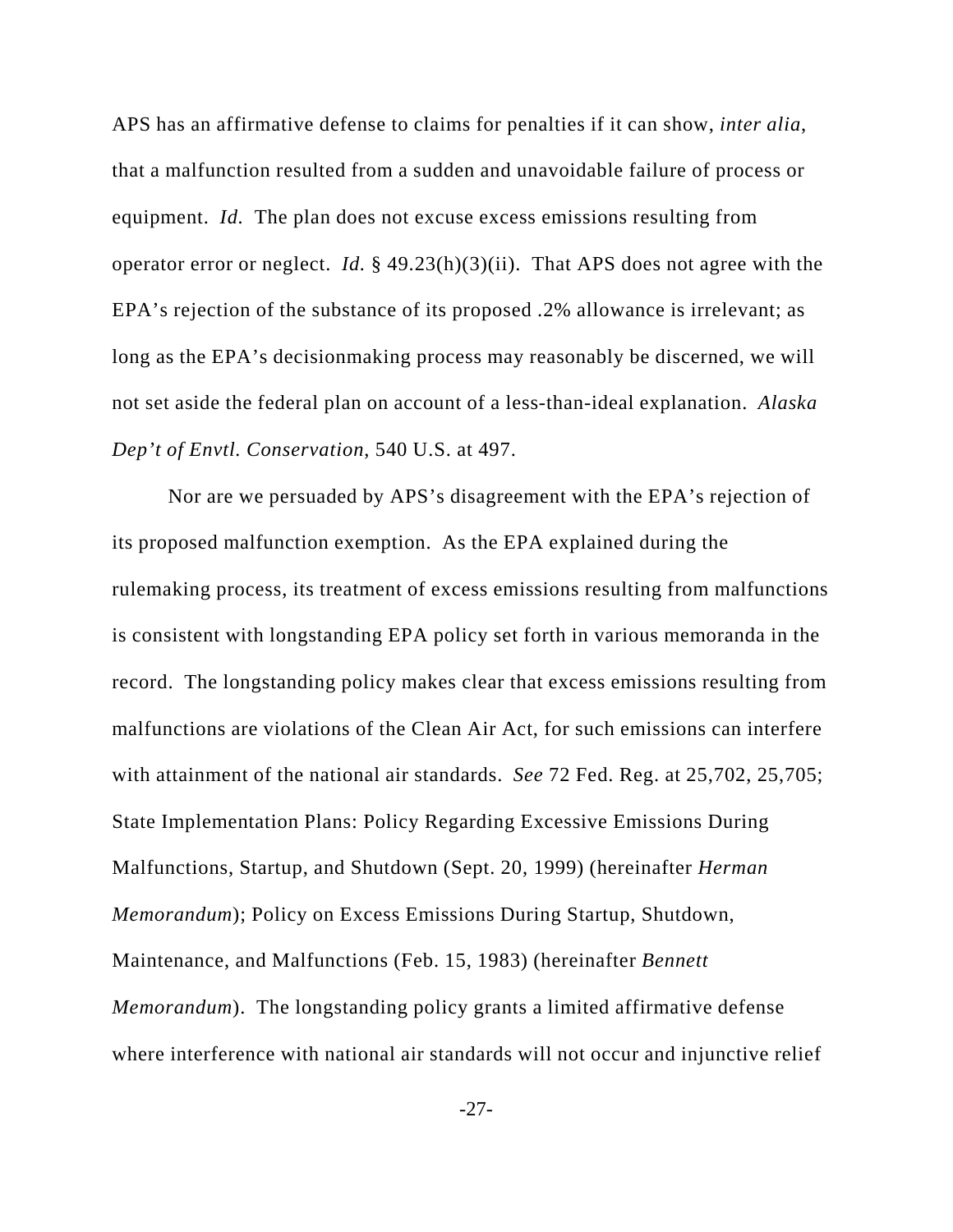APS has an affirmative defense to claims for penalties if it can show, *inter alia*, that a malfunction resulted from a sudden and unavoidable failure of process or equipment. *Id.* The plan does not excuse excess emissions resulting from operator error or neglect. *Id.* § 49.23(h)(3)(ii). That APS does not agree with the EPA's rejection of the substance of its proposed .2% allowance is irrelevant; as long as the EPA's decisionmaking process may reasonably be discerned, we will not set aside the federal plan on account of a less-than-ideal explanation. *Alaska Dep't of Envtl. Conservation*, 540 U.S. at 497.

Nor are we persuaded by APS's disagreement with the EPA's rejection of its proposed malfunction exemption. As the EPA explained during the rulemaking process, its treatment of excess emissions resulting from malfunctions is consistent with longstanding EPA policy set forth in various memoranda in the record. The longstanding policy makes clear that excess emissions resulting from malfunctions are violations of the Clean Air Act, for such emissions can interfere with attainment of the national air standards. *See* 72 Fed. Reg. at 25,702, 25,705; State Implementation Plans: Policy Regarding Excessive Emissions During Malfunctions, Startup, and Shutdown (Sept. 20, 1999) (hereinafter *Herman Memorandum*); Policy on Excess Emissions During Startup, Shutdown, Maintenance, and Malfunctions (Feb. 15, 1983) (hereinafter *Bennett Memorandum*). The longstanding policy grants a limited affirmative defense where interference with national air standards will not occur and injunctive relief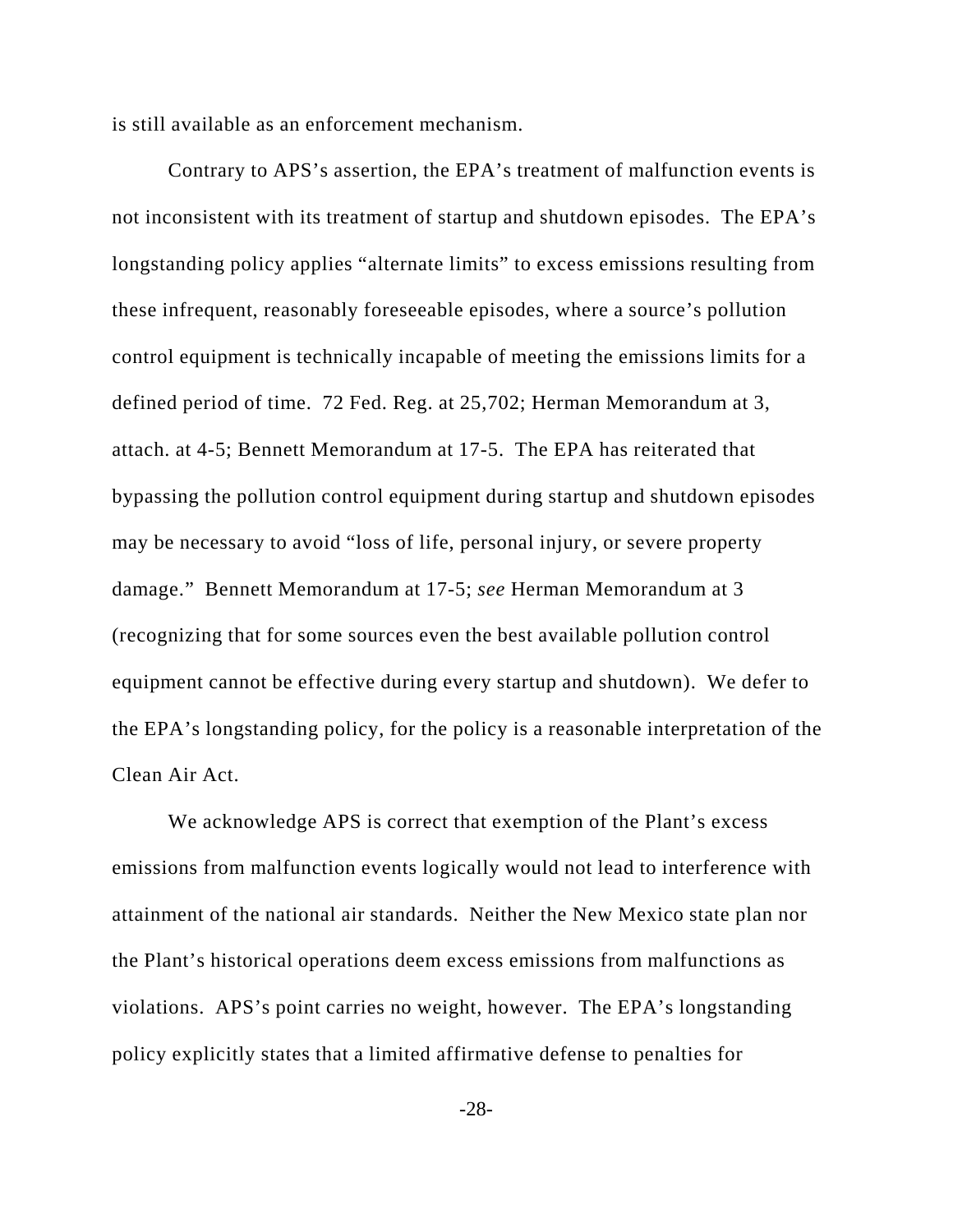is still available as an enforcement mechanism.

Contrary to APS's assertion, the EPA's treatment of malfunction events is not inconsistent with its treatment of startup and shutdown episodes. The EPA's longstanding policy applies "alternate limits" to excess emissions resulting from these infrequent, reasonably foreseeable episodes, where a source's pollution control equipment is technically incapable of meeting the emissions limits for a defined period of time. 72 Fed. Reg. at 25,702; Herman Memorandum at 3, attach. at 4-5; Bennett Memorandum at 17-5. The EPA has reiterated that bypassing the pollution control equipment during startup and shutdown episodes may be necessary to avoid "loss of life, personal injury, or severe property damage." Bennett Memorandum at 17-5; *see* Herman Memorandum at 3 (recognizing that for some sources even the best available pollution control equipment cannot be effective during every startup and shutdown). We defer to the EPA's longstanding policy, for the policy is a reasonable interpretation of the Clean Air Act.

We acknowledge APS is correct that exemption of the Plant's excess emissions from malfunction events logically would not lead to interference with attainment of the national air standards. Neither the New Mexico state plan nor the Plant's historical operations deem excess emissions from malfunctions as violations. APS's point carries no weight, however. The EPA's longstanding policy explicitly states that a limited affirmative defense to penalties for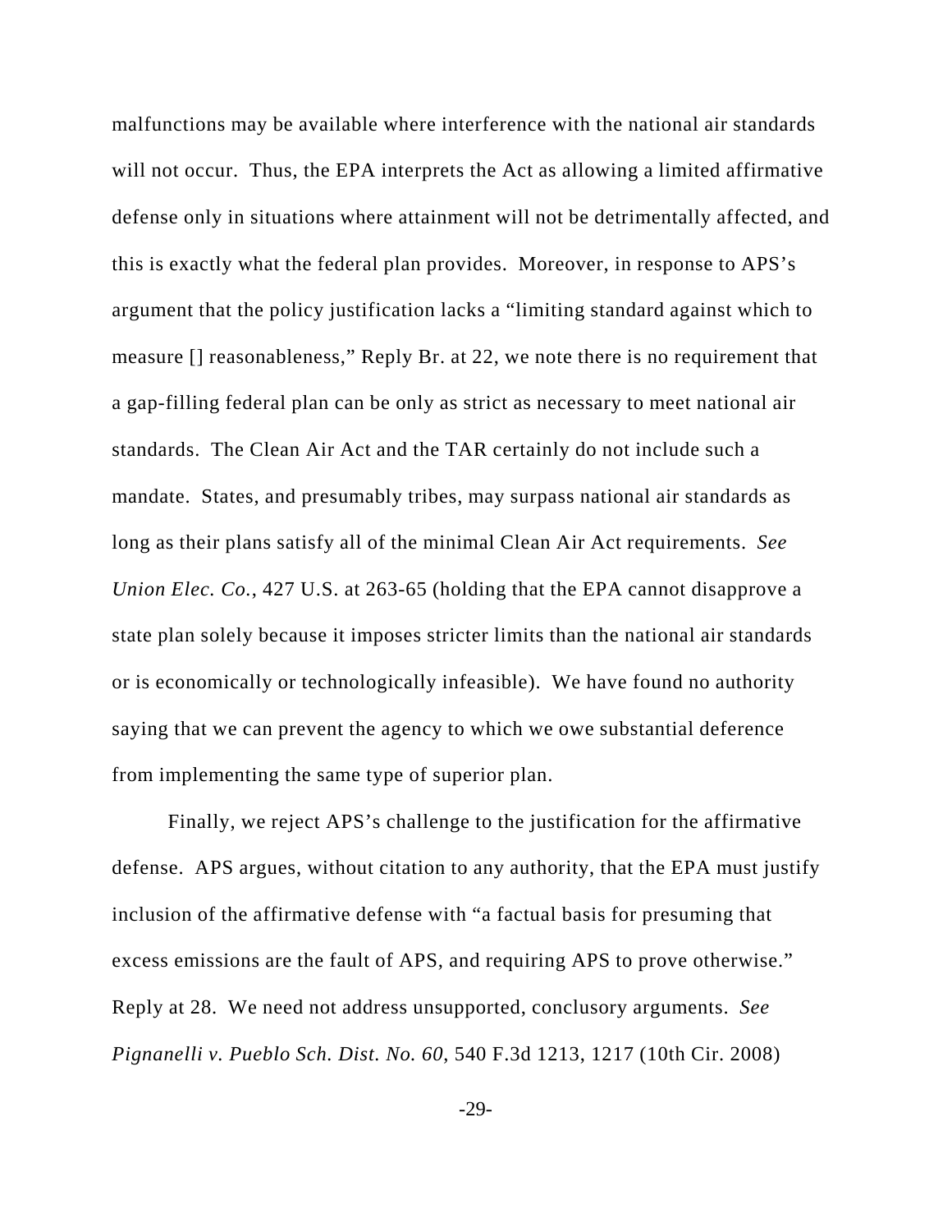malfunctions may be available where interference with the national air standards will not occur. Thus, the EPA interprets the Act as allowing a limited affirmative defense only in situations where attainment will not be detrimentally affected, and this is exactly what the federal plan provides. Moreover, in response to APS's argument that the policy justification lacks a "limiting standard against which to measure [] reasonableness," Reply Br. at 22, we note there is no requirement that a gap-filling federal plan can be only as strict as necessary to meet national air standards. The Clean Air Act and the TAR certainly do not include such a mandate. States, and presumably tribes, may surpass national air standards as long as their plans satisfy all of the minimal Clean Air Act requirements. *See Union Elec. Co.*, 427 U.S. at 263-65 (holding that the EPA cannot disapprove a state plan solely because it imposes stricter limits than the national air standards or is economically or technologically infeasible). We have found no authority saying that we can prevent the agency to which we owe substantial deference from implementing the same type of superior plan.

Finally, we reject APS's challenge to the justification for the affirmative defense. APS argues, without citation to any authority, that the EPA must justify inclusion of the affirmative defense with "a factual basis for presuming that excess emissions are the fault of APS, and requiring APS to prove otherwise." Reply at 28. We need not address unsupported, conclusory arguments. *See Pignanelli v. Pueblo Sch. Dist. No. 60*, 540 F.3d 1213, 1217 (10th Cir. 2008)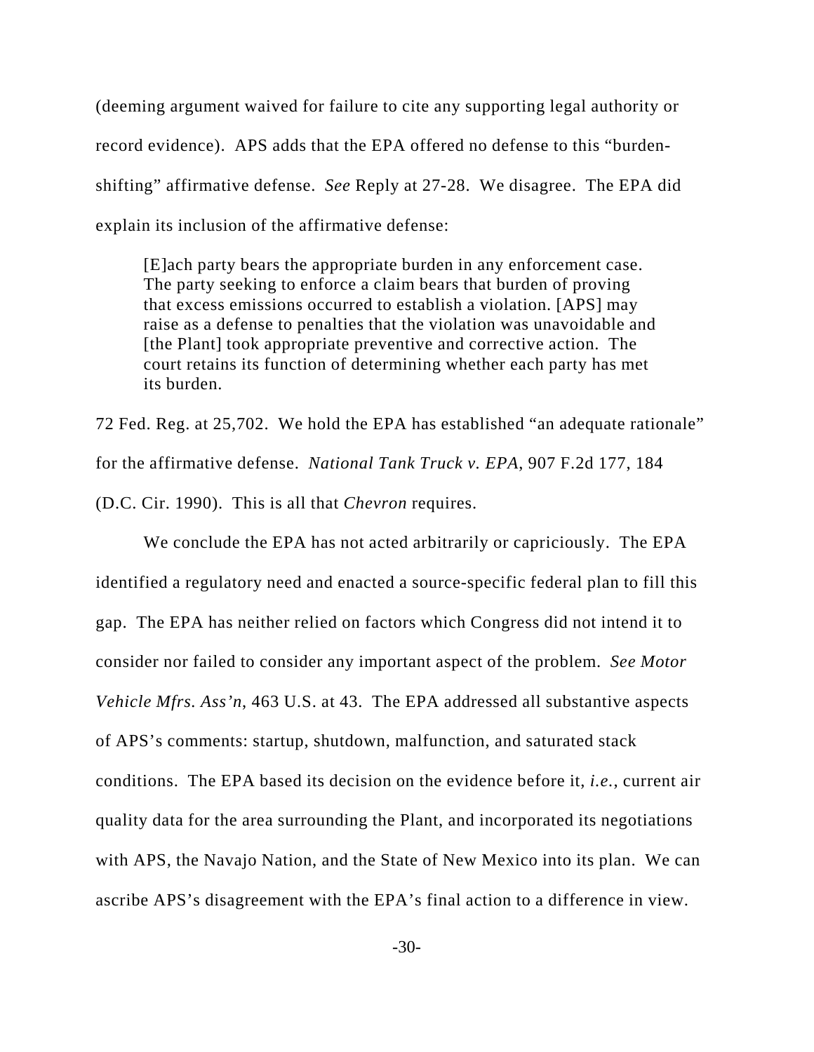(deeming argument waived for failure to cite any supporting legal authority or record evidence). APS adds that the EPA offered no defense to this "burden-shifting" affirmative defense. *See* Reply at 27-28. We disagree. The EPA did explain its inclusion of the affirmative defense:

> [E]ach party bears the appropriate burden in any enforcement case. The party seeking to enforce a claim bears that burden of proving that excess emissions occurred to establish a violation. [APS] may raise as a defense to penalties that the violation was unavoidable and [the Plant] took appropriate preventive and corrective action. The court retains its function of determining whether each party has met its burden.

72 Fed. Reg. at 25,702. We hold the EPA has established "an adequate rationale" for the affirmative defense. *National Tank Truck v. EPA*, 907 F.2d 177, 184 (D.C. Cir. 1990). This is all that *Chevron* requires.

We conclude the EPA has not acted arbitrarily or capriciously. The EPA identified a regulatory need and enacted a source-specific federal plan to fill this gap. The EPA has neither relied on factors which Congress did not intend it to consider nor failed to consider any important aspect of the problem. *See Motor Vehicle Mfrs. Ass'n*, 463 U.S. at 43. The EPA addressed all substantive aspects of APS's comments: startup, shutdown, malfunction, and saturated stack conditions. The EPA based its decision on the evidence before it, *i.e.*, current air quality data for the area surrounding the Plant, and incorporated its negotiations with APS, the Navajo Nation, and the State of New Mexico into its plan. We can ascribe APS's disagreement with the EPA's final action to a difference in view.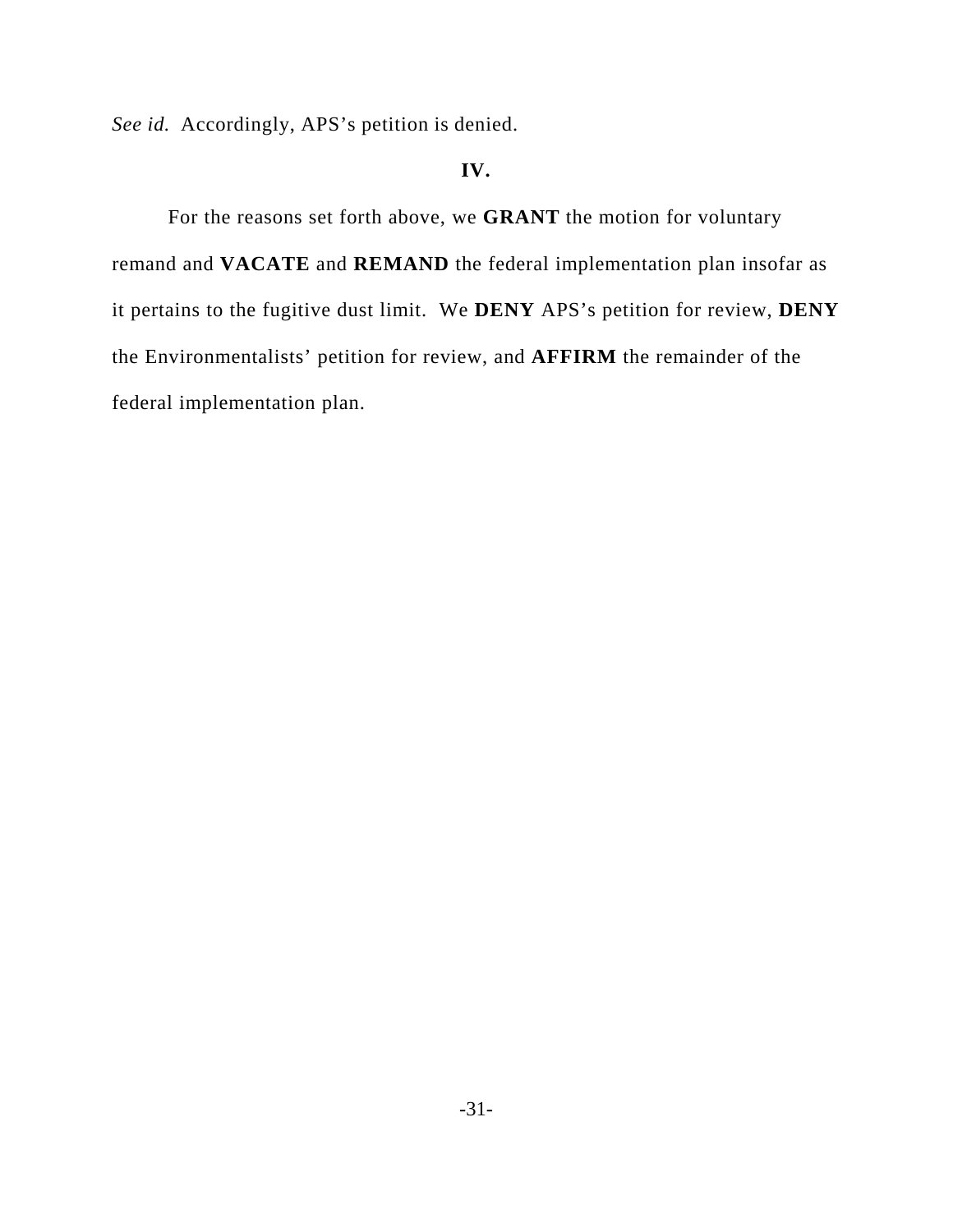*See id.* Accordingly, APS's petition is denied.

## IV.

For the reasons set forth above, we **GRANT** the motion for voluntary remand and **VACATE** and **REMAND** the federal implementation plan insofar as it pertains to the fugitive dust limit. We **DENY** APS's petition for review, **DENY** the Environmentalists' petition for review, and **AFFIRM** the remainder of the federal implementation plan.